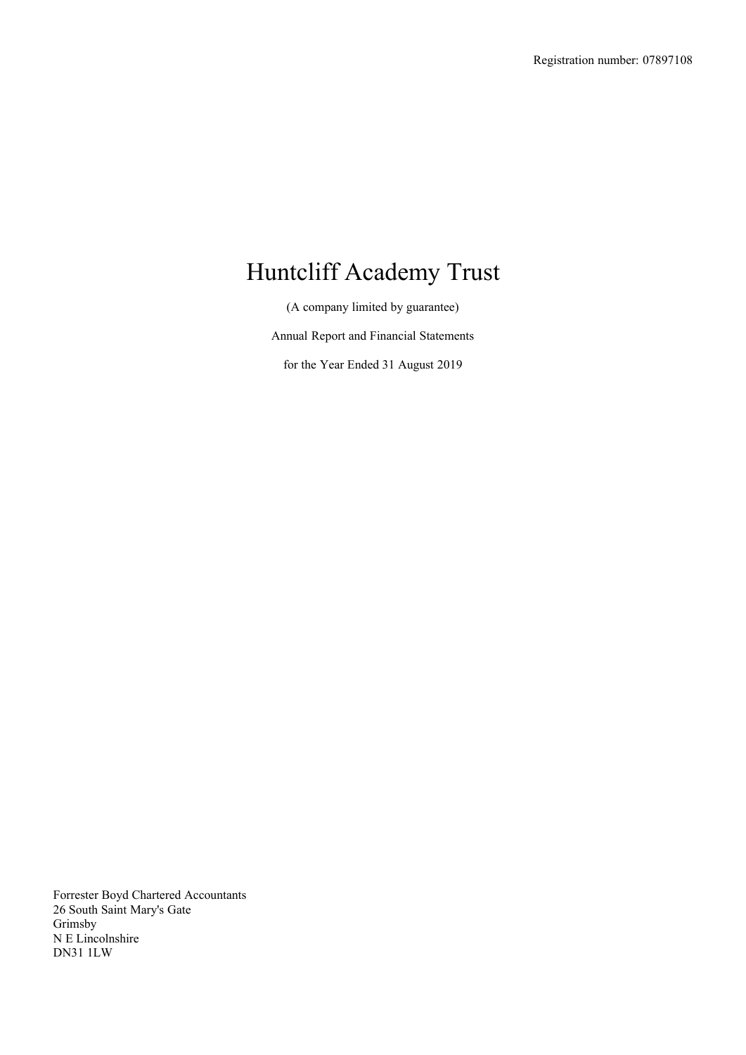Registration number: 07897108

# Huntcliff Academy Trust

(A company limited by guarantee)

Annual Report and Financial Statements

for the Year Ended 31 August 2019

Forrester Boyd Chartered Accountants
26 South Saint Mary's Gate
Grimsby
N E Lincolnshire
DN31 1LW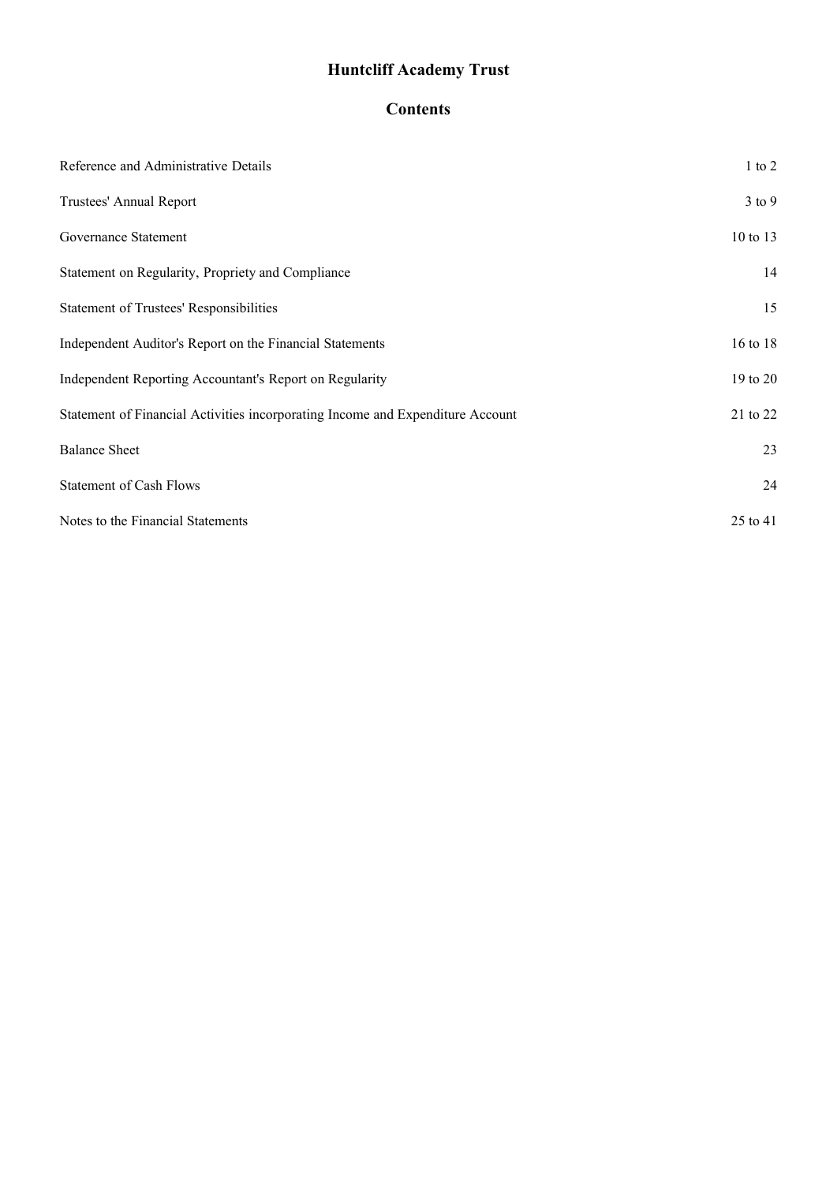# Huntcliff Academy Trust

## Contents

| | |
|---|---|
| Reference and Administrative Details | 1 to 2 |
| Trustees' Annual Report | 3 to 9 |
| Governance Statement | 10 to 13 |
| Statement on Regularity, Propriety and Compliance | 14 |
| Statement of Trustees' Responsibilities | 15 |
| Independent Auditor's Report on the Financial Statements | 16 to 18 |
| Independent Reporting Accountant's Report on Regularity | 19 to 20 |
| Statement of Financial Activities incorporating Income and Expenditure Account | 21 to 22 |
| Balance Sheet | 23 |
| Statement of Cash Flows | 24 |
| Notes to the Financial Statements | 25 to 41 |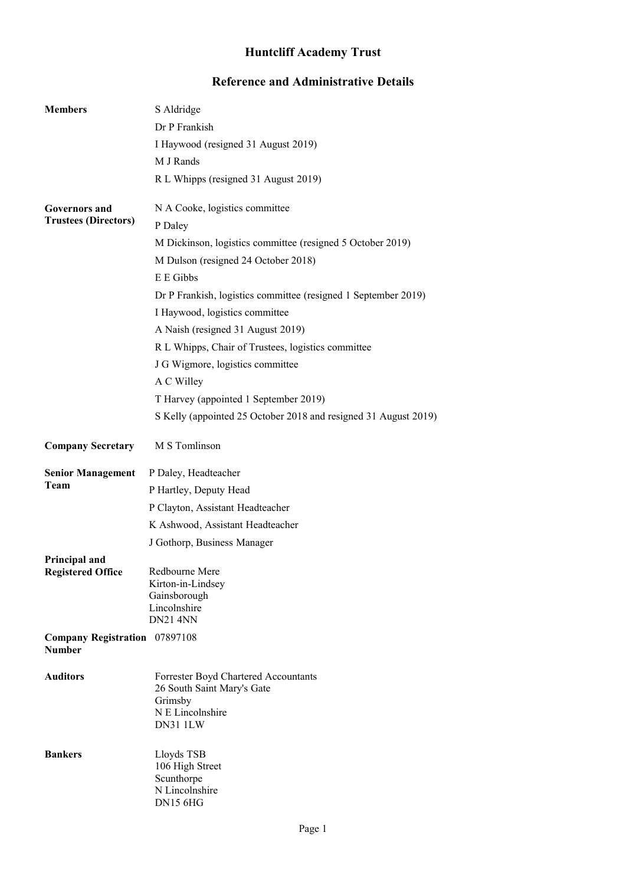# Huntcliff Academy Trust

## Reference and Administrative Details

**Members**

S Aldridge
Dr P Frankish
I Haywood (resigned 31 August 2019)
M J Rands
R L Whipps (resigned 31 August 2019)

**Governors and Trustees (Directors)**

N A Cooke, logistics committee
P Daley
M Dickinson, logistics committee (resigned 5 October 2019)
M Dulson (resigned 24 October 2018)
E E Gibbs
Dr P Frankish, logistics committee (resigned 1 September 2019)
I Haywood, logistics committee
A Naish (resigned 31 August 2019)
R L Whipps, Chair of Trustees, logistics committee
J G Wigmore, logistics committee
A C Willey
T Harvey (appointed 1 September 2019)
S Kelly (appointed 25 October 2018 and resigned 31 August 2019)

**Company Secretary**

M S Tomlinson

**Senior Management Team**

P Daley, Headteacher
P Hartley, Deputy Head
P Clayton, Assistant Headteacher
K Ashwood, Assistant Headteacher
J Gothorp, Business Manager

**Principal and Registered Office**

Redbourne Mere
Kirton-in-Lindsey
Gainsborough
Lincolnshire
DN21 4NN

**Company Registration Number**

07897108

**Auditors**

Forrester Boyd Chartered Accountants
26 South Saint Mary's Gate
Grimsby
N E Lincolnshire
DN31 1LW

**Bankers**

Lloyds TSB
106 High Street
Scunthorpe
N Lincolnshire
DN15 6HG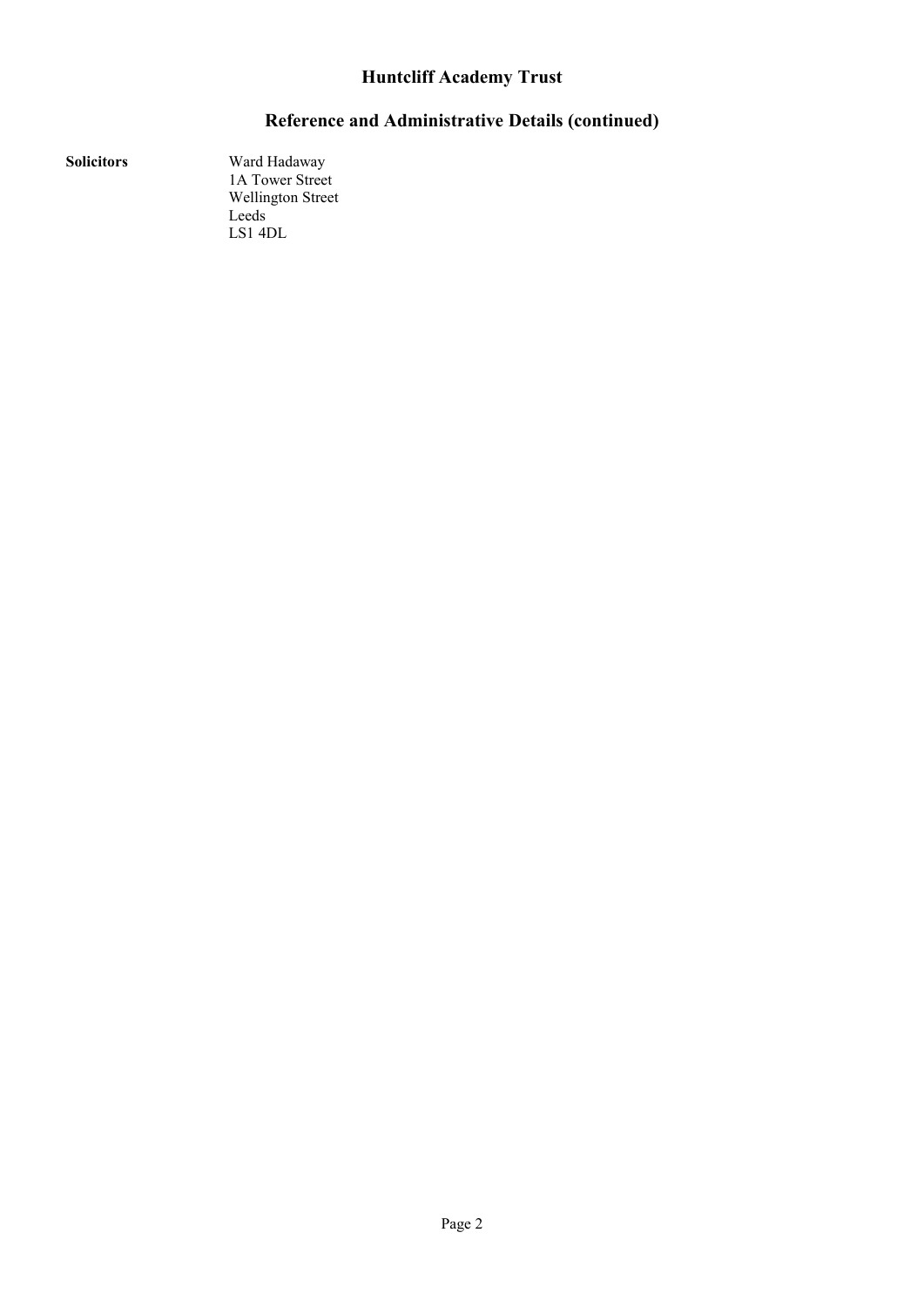# Huntcliff Academy Trust

## Reference and Administrative Details (continued)

| | |
|---|---|
| **Solicitors** | Ward Hadaway<br>1A Tower Street<br>Wellington Street<br>Leeds<br>LS1 4DL |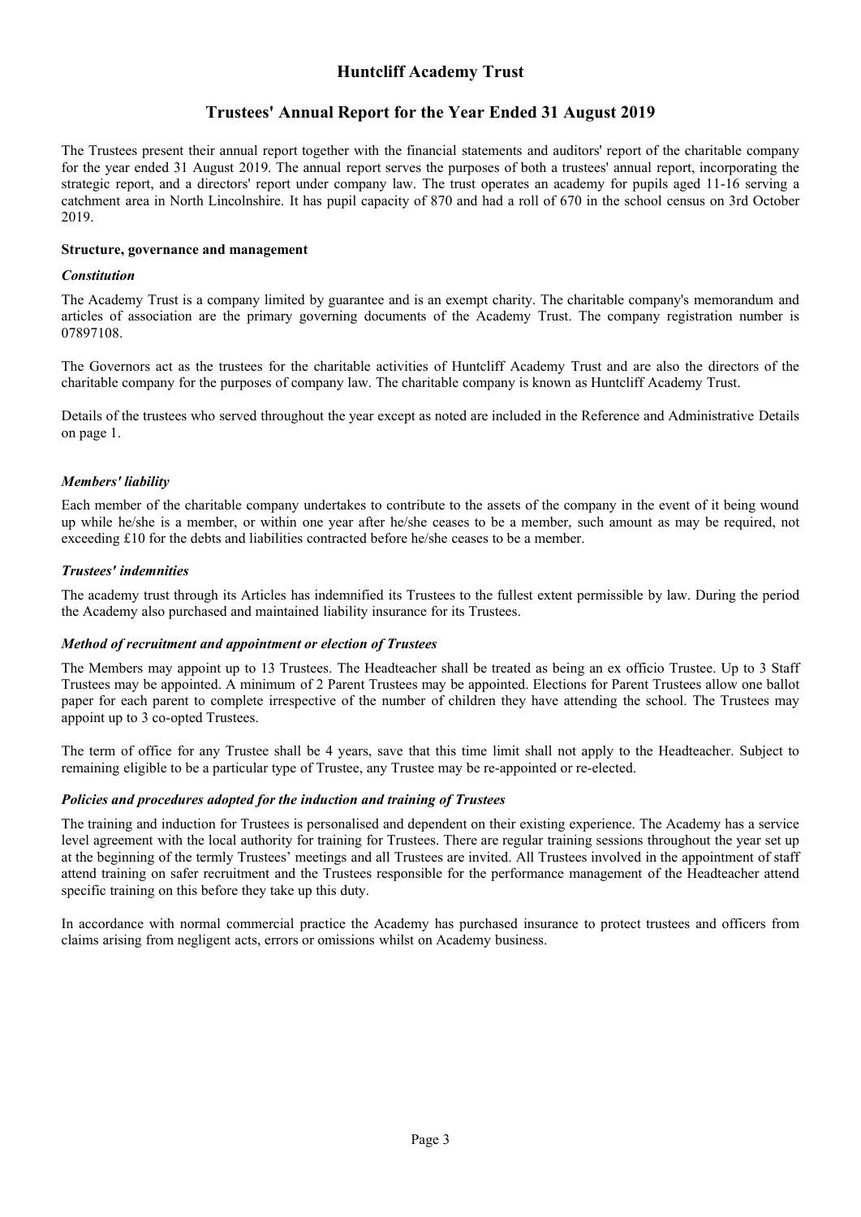# Huntcliff Academy Trust

## Trustees' Annual Report for the Year Ended 31 August 2019

The Trustees present their annual report together with the financial statements and auditors' report of the charitable company for the year ended 31 August 2019. The annual report serves the purposes of both a trustees' annual report, incorporating the strategic report, and a directors' report under company law. The trust operates an academy for pupils aged 11-16 serving a catchment area in North Lincolnshire. It has pupil capacity of 870 and had a roll of 670 in the school census on 3rd October 2019.

**Structure, governance and management**

***Constitution***

The Academy Trust is a company limited by guarantee and is an exempt charity. The charitable company's memorandum and articles of association are the primary governing documents of the Academy Trust. The company registration number is 07897108.

The Governors act as the trustees for the charitable activities of Huntcliff Academy Trust and are also the directors of the charitable company for the purposes of company law. The charitable company is known as Huntcliff Academy Trust.

Details of the trustees who served throughout the year except as noted are included in the Reference and Administrative Details on page 1.

***Members' liability***

Each member of the charitable company undertakes to contribute to the assets of the company in the event of it being wound up while he/she is a member, or within one year after he/she ceases to be a member, such amount as may be required, not exceeding £10 for the debts and liabilities contracted before he/she ceases to be a member.

***Trustees' indemnities***

The academy trust through its Articles has indemnified its Trustees to the fullest extent permissible by law. During the period the Academy also purchased and maintained liability insurance for its Trustees.

***Method of recruitment and appointment or election of Trustees***

The Members may appoint up to 13 Trustees. The Headteacher shall be treated as being an ex officio Trustee. Up to 3 Staff Trustees may be appointed. A minimum of 2 Parent Trustees may be appointed. Elections for Parent Trustees allow one ballot paper for each parent to complete irrespective of the number of children they have attending the school. The Trustees may appoint up to 3 co-opted Trustees.

The term of office for any Trustee shall be 4 years, save that this time limit shall not apply to the Headteacher. Subject to remaining eligible to be a particular type of Trustee, any Trustee may be re-appointed or re-elected.

***Policies and procedures adopted for the induction and training of Trustees***

The training and induction for Trustees is personalised and dependent on their existing experience. The Academy has a service level agreement with the local authority for training for Trustees. There are regular training sessions throughout the year set up at the beginning of the termly Trustees' meetings and all Trustees are invited. All Trustees involved in the appointment of staff attend training on safer recruitment and the Trustees responsible for the performance management of the Headteacher attend specific training on this before they take up this duty.

In accordance with normal commercial practice the Academy has purchased insurance to protect trustees and officers from claims arising from negligent acts, errors or omissions whilst on Academy business.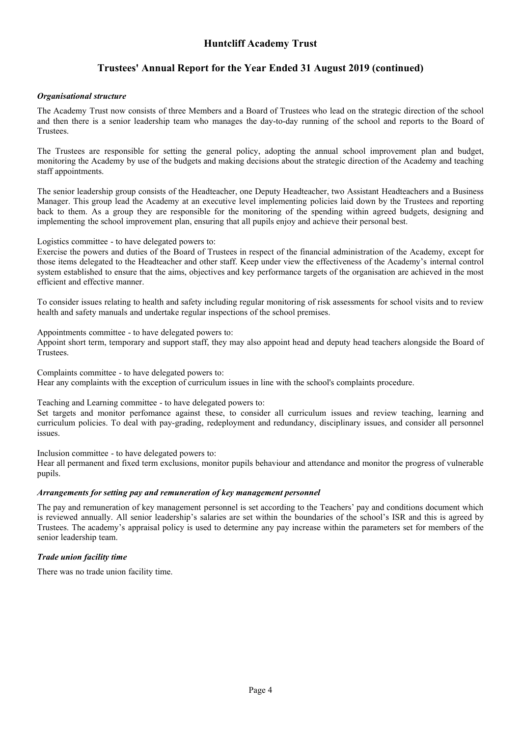### *Organisational structure*

The Academy Trust now consists of three Members and a Board of Trustees who lead on the strategic direction of the school and then there is a senior leadership team who manages the day-to-day running of the school and reports to the Board of Trustees.

The Trustees are responsible for setting the general policy, adopting the annual school improvement plan and budget, monitoring the Academy by use of the budgets and making decisions about the strategic direction of the Academy and teaching staff appointments.

The senior leadership group consists of the Headteacher, one Deputy Headteacher, two Assistant Headteachers and a Business Manager. This group lead the Academy at an executive level implementing policies laid down by the Trustees and reporting back to them. As a group they are responsible for the monitoring of the spending within agreed budgets, designing and implementing the school improvement plan, ensuring that all pupils enjoy and achieve their personal best.

Logistics committee - to have delegated powers to:
Exercise the powers and duties of the Board of Trustees in respect of the financial administration of the Academy, except for those items delegated to the Headteacher and other staff. Keep under view the effectiveness of the Academy's internal control system established to ensure that the aims, objectives and key performance targets of the organisation are achieved in the most efficient and effective manner.

To consider issues relating to health and safety including regular monitoring of risk assessments for school visits and to review health and safety manuals and undertake regular inspections of the school premises.

Appointments committee - to have delegated powers to:
Appoint short term, temporary and support staff, they may also appoint head and deputy head teachers alongside the Board of Trustees.

Complaints committee - to have delegated powers to:
Hear any complaints with the exception of curriculum issues in line with the school's complaints procedure.

Teaching and Learning committee - to have delegated powers to:
Set targets and monitor perfomance against these, to consider all curriculum issues and review teaching, learning and curriculum policies. To deal with pay-grading, redeployment and redundancy, disciplinary issues, and consider all personnel issues.

Inclusion committee - to have delegated powers to:
Hear all permanent and fixed term exclusions, monitor pupils behaviour and attendance and monitor the progress of vulnerable pupils.

### *Arrangements for setting pay and remuneration of key management personnel*

The pay and remuneration of key management personnel is set according to the Teachers' pay and conditions document which is reviewed annually. All senior leadership's salaries are set within the boundaries of the school's ISR and this is agreed by Trustees. The academy's appraisal policy is used to determine any pay increase within the parameters set for members of the senior leadership team.

### *Trade union facility time*

There was no trade union facility time.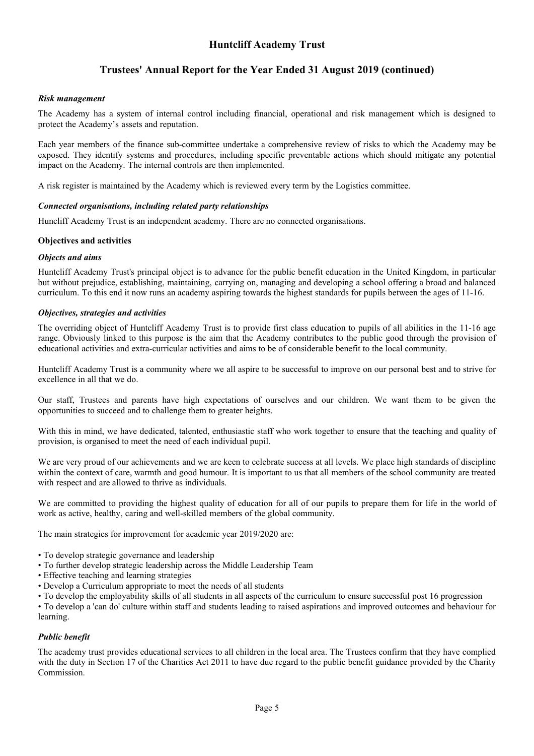### *Risk management*

The Academy has a system of internal control including financial, operational and risk management which is designed to protect the Academy's assets and reputation.

Each year members of the finance sub-committee undertake a comprehensive review of risks to which the Academy may be exposed. They identify systems and procedures, including specific preventable actions which should mitigate any potential impact on the Academy. The internal controls are then implemented.

A risk register is maintained by the Academy which is reviewed every term by the Logistics committee.

### *Connected organisations, including related party relationships*

Huncliff Academy Trust is an independent academy. There are no connected organisations.

## Objectives and activities

### *Objects and aims*

Huntcliff Academy Trust's principal object is to advance for the public benefit education in the United Kingdom, in particular but without prejudice, establishing, maintaining, carrying on, managing and developing a school offering a broad and balanced curriculum. To this end it now runs an academy aspiring towards the highest standards for pupils between the ages of 11-16.

### *Objectives, strategies and activities*

The overriding object of Huntcliff Academy Trust is to provide first class education to pupils of all abilities in the 11-16 age range. Obviously linked to this purpose is the aim that the Academy contributes to the public good through the provision of educational activities and extra-curricular activities and aims to be of considerable benefit to the local community.

Huntcliff Academy Trust is a community where we all aspire to be successful to improve on our personal best and to strive for excellence in all that we do.

Our staff, Trustees and parents have high expectations of ourselves and our children. We want them to be given the opportunities to succeed and to challenge them to greater heights.

With this in mind, we have dedicated, talented, enthusiastic staff who work together to ensure that the teaching and quality of provision, is organised to meet the need of each individual pupil.

We are very proud of our achievements and we are keen to celebrate success at all levels. We place high standards of discipline within the context of care, warmth and good humour. It is important to us that all members of the school community are treated with respect and are allowed to thrive as individuals.

We are committed to providing the highest quality of education for all of our pupils to prepare them for life in the world of work as active, healthy, caring and well-skilled members of the global community.

The main strategies for improvement for academic year 2019/2020 are:

- To develop strategic governance and leadership
- To further develop strategic leadership across the Middle Leadership Team
- Effective teaching and learning strategies
- Develop a Curriculum appropriate to meet the needs of all students
- To develop the employability skills of all students in all aspects of the curriculum to ensure successful post 16 progression
- To develop a 'can do' culture within staff and students leading to raised aspirations and improved outcomes and behaviour for learning.

### *Public benefit*

The academy trust provides educational services to all children in the local area. The Trustees confirm that they have complied with the duty in Section 17 of the Charities Act 2011 to have due regard to the public benefit guidance provided by the Charity Commission.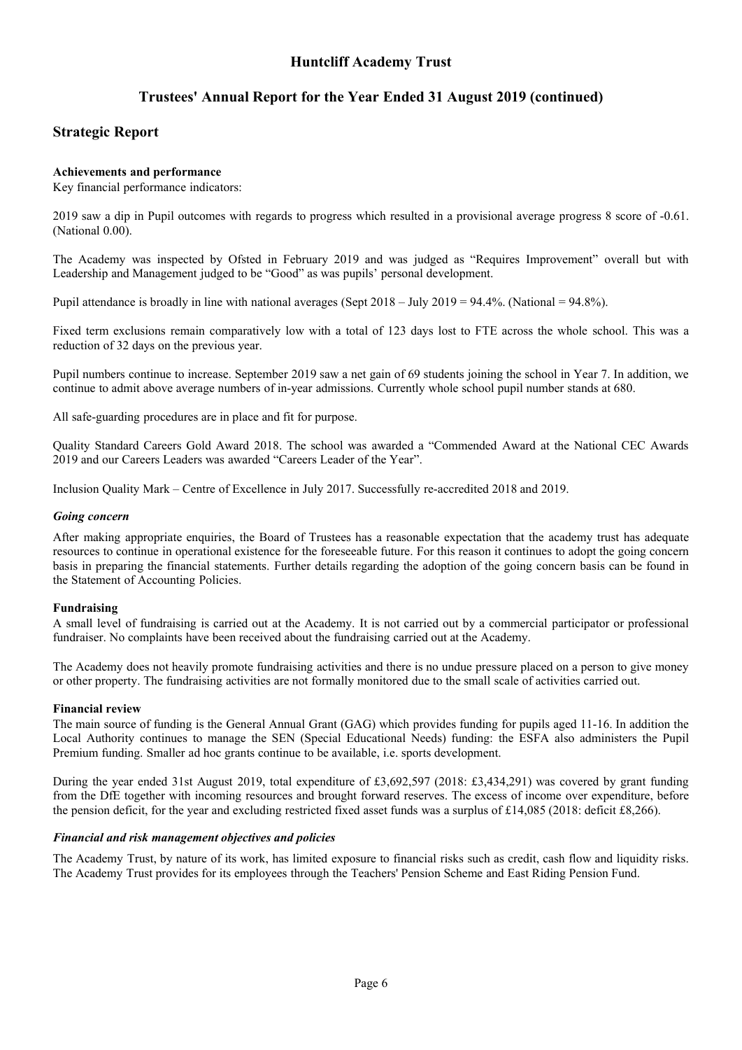# Huntcliff Academy Trust

## Trustees' Annual Report for the Year Ended 31 August 2019 (continued)

## Strategic Report

**Achievements and performance**

Key financial performance indicators:

2019 saw a dip in Pupil outcomes with regards to progress which resulted in a provisional average progress 8 score of -0.61. (National 0.00).

The Academy was inspected by Ofsted in February 2019 and was judged as "Requires Improvement" overall but with Leadership and Management judged to be "Good" as was pupils' personal development.

Pupil attendance is broadly in line with national averages (Sept 2018 – July 2019 = 94.4%. (National = 94.8%).

Fixed term exclusions remain comparatively low with a total of 123 days lost to FTE across the whole school. This was a reduction of 32 days on the previous year.

Pupil numbers continue to increase. September 2019 saw a net gain of 69 students joining the school in Year 7. In addition, we continue to admit above average numbers of in-year admissions. Currently whole school pupil number stands at 680.

All safe-guarding procedures are in place and fit for purpose.

Quality Standard Careers Gold Award 2018. The school was awarded a "Commended Award at the National CEC Awards 2019 and our Careers Leaders was awarded "Careers Leader of the Year".

Inclusion Quality Mark – Centre of Excellence in July 2017. Successfully re-accredited 2018 and 2019.

***Going concern***

After making appropriate enquiries, the Board of Trustees has a reasonable expectation that the academy trust has adequate resources to continue in operational existence for the foreseeable future. For this reason it continues to adopt the going concern basis in preparing the financial statements. Further details regarding the adoption of the going concern basis can be found in the Statement of Accounting Policies.

**Fundraising**

A small level of fundraising is carried out at the Academy. It is not carried out by a commercial participator or professional fundraiser. No complaints have been received about the fundraising carried out at the Academy.

The Academy does not heavily promote fundraising activities and there is no undue pressure placed on a person to give money or other property. The fundraising activities are not formally monitored due to the small scale of activities carried out.

**Financial review**

The main source of funding is the General Annual Grant (GAG) which provides funding for pupils aged 11-16. In addition the Local Authority continues to manage the SEN (Special Educational Needs) funding: the ESFA also administers the Pupil Premium funding. Smaller ad hoc grants continue to be available, i.e. sports development.

During the year ended 31st August 2019, total expenditure of £3,692,597 (2018: £3,434,291) was covered by grant funding from the DfE together with incoming resources and brought forward reserves. The excess of income over expenditure, before the pension deficit, for the year and excluding restricted fixed asset funds was a surplus of £14,085 (2018: deficit £8,266).

***Financial and risk management objectives and policies***

The Academy Trust, by nature of its work, has limited exposure to financial risks such as credit, cash flow and liquidity risks. The Academy Trust provides for its employees through the Teachers' Pension Scheme and East Riding Pension Fund.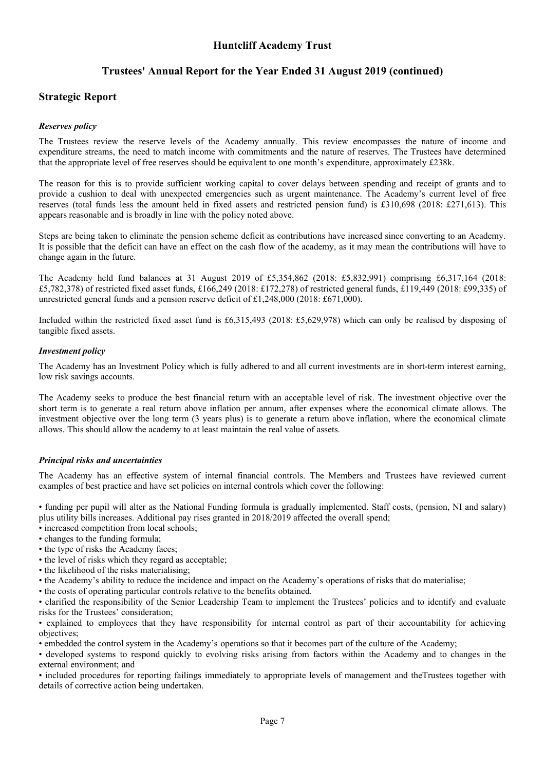## Strategic Report

### *Reserves policy*

The Trustees review the reserve levels of the Academy annually. This review encompasses the nature of income and expenditure streams, the need to match income with commitments and the nature of reserves. The Trustees have determined that the appropriate level of free reserves should be equivalent to one month's expenditure, approximately £238k.

The reason for this is to provide sufficient working capital to cover delays between spending and receipt of grants and to provide a cushion to deal with unexpected emergencies such as urgent maintenance. The Academy's current level of free reserves (total funds less the amount held in fixed assets and restricted pension fund) is £310,698 (2018: £271,613). This appears reasonable and is broadly in line with the policy noted above.

Steps are being taken to eliminate the pension scheme deficit as contributions have increased since converting to an Academy. It is possible that the deficit can have an effect on the cash flow of the academy, as it may mean the contributions will have to change again in the future.

The Academy held fund balances at 31 August 2019 of £5,354,862 (2018: £5,832,991) comprising £6,317,164 (2018: £5,782,378) of restricted fixed asset funds, £166,249 (2018: £172,278) of restricted general funds, £119,449 (2018: £99,335) of unrestricted general funds and a pension reserve deficit of £1,248,000 (2018: £671,000).

Included within the restricted fixed asset fund is £6,315,493 (2018: £5,629,978) which can only be realised by disposing of tangible fixed assets.

### *Investment policy*

The Academy has an Investment Policy which is fully adhered to and all current investments are in short-term interest earning, low risk savings accounts.

The Academy seeks to produce the best financial return with an acceptable level of risk. The investment objective over the short term is to generate a real return above inflation per annum, after expenses where the economical climate allows. The investment objective over the long term (3 years plus) is to generate a return above inflation, where the economical climate allows. This should allow the academy to at least maintain the real value of assets.

### *Principal risks and uncertainties*

The Academy has an effective system of internal financial controls. The Members and Trustees have reviewed current examples of best practice and have set policies on internal controls which cover the following:

- funding per pupil will alter as the National Funding formula is gradually implemented. Staff costs, (pension, NI and salary) plus utility bills increases. Additional pay rises granted in 2018/2019 affected the overall spend;
- increased competition from local schools;
- changes to the funding formula;
- the type of risks the Academy faces;
- the level of risks which they regard as acceptable;
- the likelihood of the risks materialising;
- the Academy's ability to reduce the incidence and impact on the Academy's operations of risks that do materialise;
- the costs of operating particular controls relative to the benefits obtained.
- clarified the responsibility of the Senior Leadership Team to implement the Trustees' policies and to identify and evaluate risks for the Trustees' consideration;
- explained to employees that they have responsibility for internal control as part of their accountability for achieving objectives;
- embedded the control system in the Academy's operations so that it becomes part of the culture of the Academy;
- developed systems to respond quickly to evolving risks arising from factors within the Academy and to changes in the external environment; and
- included procedures for reporting failings immediately to appropriate levels of management and theTrustees together with details of corrective action being undertaken.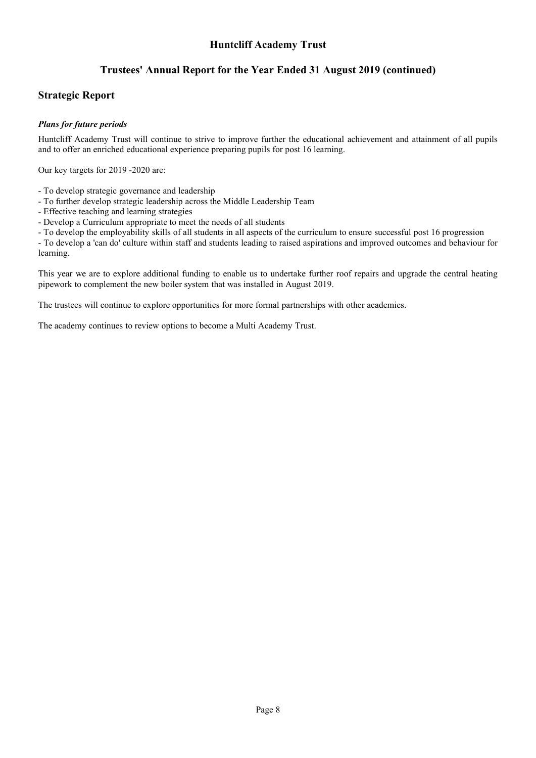## Strategic Report

### *Plans for future periods*

Huntcliff Academy Trust will continue to strive to improve further the educational achievement and attainment of all pupils and to offer an enriched educational experience preparing pupils for post 16 learning.

Our key targets for 2019 -2020 are:

- To develop strategic governance and leadership
- To further develop strategic leadership across the Middle Leadership Team
- Effective teaching and learning strategies
- Develop a Curriculum appropriate to meet the needs of all students
- To develop the employability skills of all students in all aspects of the curriculum to ensure successful post 16 progression
- To develop a 'can do' culture within staff and students leading to raised aspirations and improved outcomes and behaviour for learning.

This year we are to explore additional funding to enable us to undertake further roof repairs and upgrade the central heating pipework to complement the new boiler system that was installed in August 2019.

The trustees will continue to explore opportunities for more formal partnerships with other academies.

The academy continues to review options to become a Multi Academy Trust.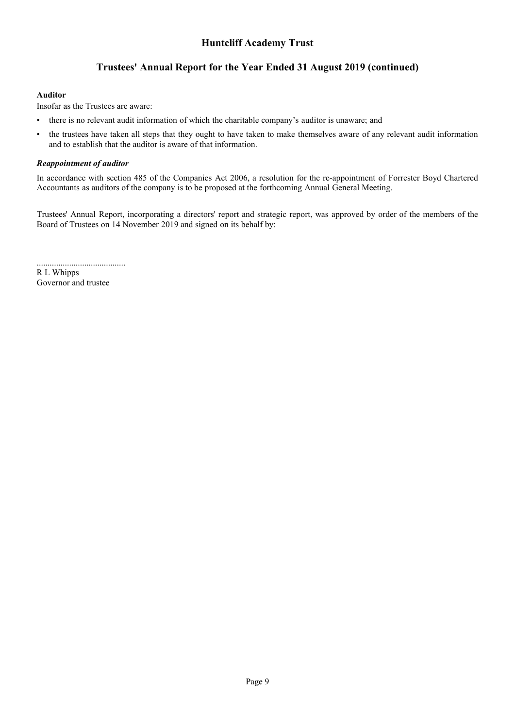**Auditor**

Insofar as the Trustees are aware:

- there is no relevant audit information of which the charitable company's auditor is unaware; and
- the trustees have taken all steps that they ought to have taken to make themselves aware of any relevant audit information and to establish that the auditor is aware of that information.

***Reappointment of auditor***

In accordance with section 485 of the Companies Act 2006, a resolution for the re-appointment of Forrester Boyd Chartered Accountants as auditors of the company is to be proposed at the forthcoming Annual General Meeting.

Trustees' Annual Report, incorporating a directors' report and strategic report, was approved by order of the members of the Board of Trustees on 14 November 2019 and signed on its behalf by:

.........................................

R L Whipps

Governor and trustee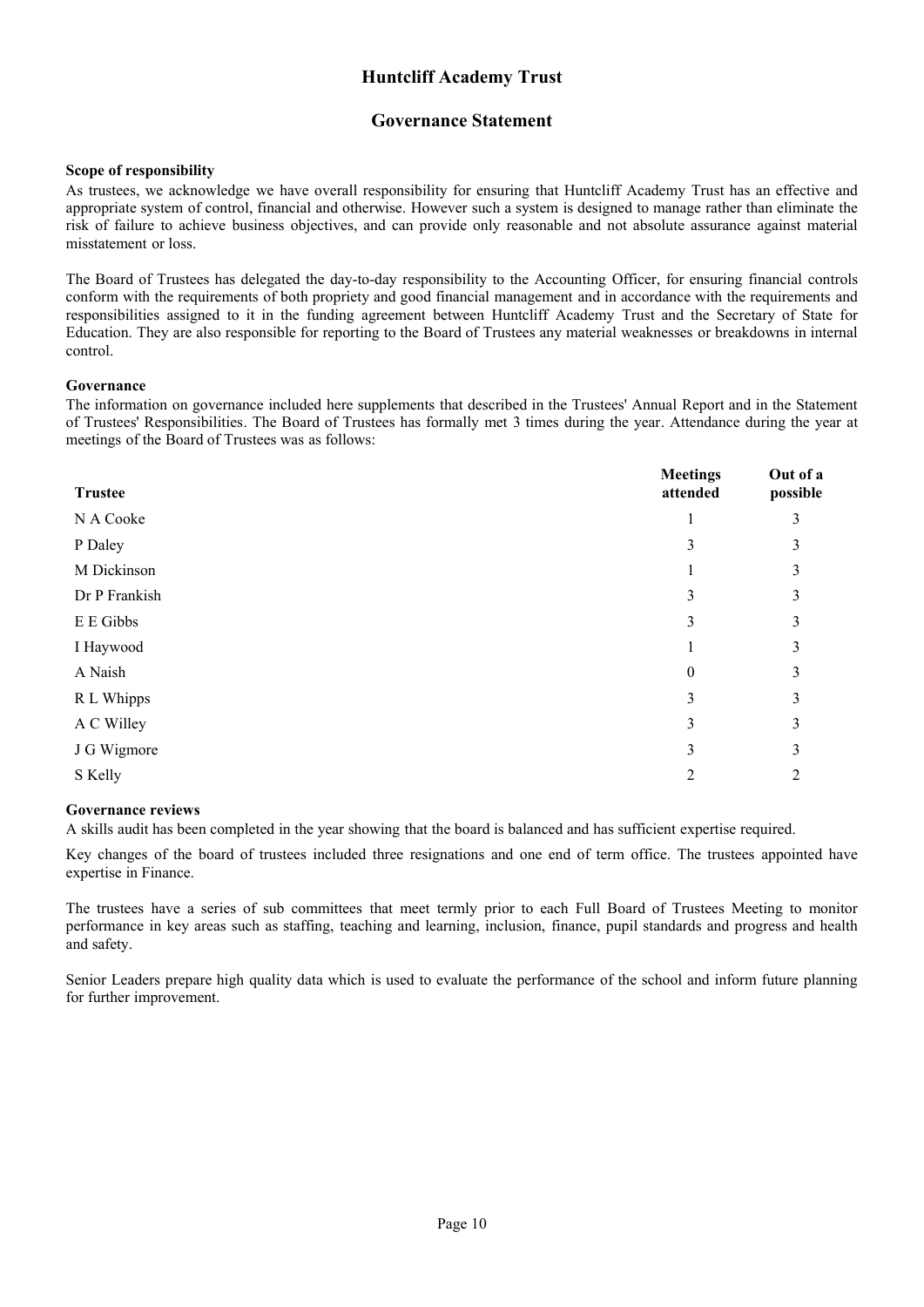# Huntcliff Academy Trust

## Governance Statement

**Scope of responsibility**

As trustees, we acknowledge we have overall responsibility for ensuring that Huntcliff Academy Trust has an effective and appropriate system of control, financial and otherwise. However such a system is designed to manage rather than eliminate the risk of failure to achieve business objectives, and can provide only reasonable and not absolute assurance against material misstatement or loss.

The Board of Trustees has delegated the day-to-day responsibility to the Accounting Officer, for ensuring financial controls conform with the requirements of both propriety and good financial management and in accordance with the requirements and responsibilities assigned to it in the funding agreement between Huntcliff Academy Trust and the Secretary of State for Education. They are also responsible for reporting to the Board of Trustees any material weaknesses or breakdowns in internal control.

**Governance**

The information on governance included here supplements that described in the Trustees' Annual Report and in the Statement of Trustees' Responsibilities. The Board of Trustees has formally met 3 times during the year. Attendance during the year at meetings of the Board of Trustees was as follows:

| Trustee | Meetings attended | Out of a possible |
|---|---|---|
| N A Cooke | 1 | 3 |
| P Daley | 3 | 3 |
| M Dickinson | 1 | 3 |
| Dr P Frankish | 3 | 3 |
| E E Gibbs | 3 | 3 |
| I Haywood | 1 | 3 |
| A Naish | 0 | 3 |
| R L Whipps | 3 | 3 |
| A C Willey | 3 | 3 |
| J G Wigmore | 3 | 3 |
| S Kelly | 2 | 2 |

**Governance reviews**

A skills audit has been completed in the year showing that the board is balanced and has sufficient expertise required.

Key changes of the board of trustees included three resignations and one end of term office. The trustees appointed have expertise in Finance.

The trustees have a series of sub committees that meet termly prior to each Full Board of Trustees Meeting to monitor performance in key areas such as staffing, teaching and learning, inclusion, finance, pupil standards and progress and health and safety.

Senior Leaders prepare high quality data which is used to evaluate the performance of the school and inform future planning for further improvement.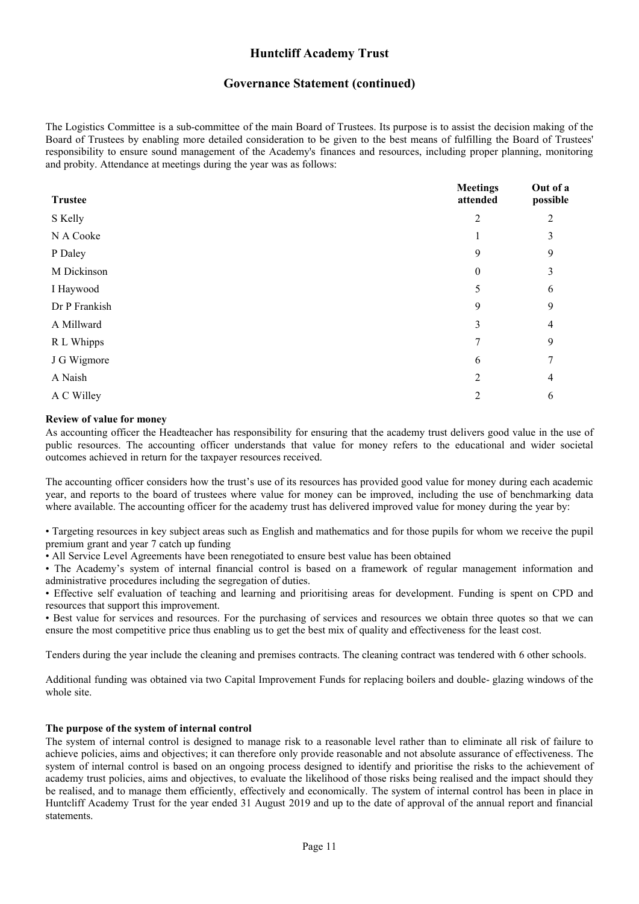# Huntcliff Academy Trust

## Governance Statement (continued)

The Logistics Committee is a sub-committee of the main Board of Trustees. Its purpose is to assist the decision making of the Board of Trustees by enabling more detailed consideration to be given to the best means of fulfilling the Board of Trustees' responsibility to ensure sound management of the Academy's finances and resources, including proper planning, monitoring and probity. Attendance at meetings during the year was as follows:

| Trustee | Meetings attended | Out of a possible |
|---|---|---|
| S Kelly | 2 | 2 |
| N A Cooke | 1 | 3 |
| P Daley | 9 | 9 |
| M Dickinson | 0 | 3 |
| I Haywood | 5 | 6 |
| Dr P Frankish | 9 | 9 |
| A Millward | 3 | 4 |
| R L Whipps | 7 | 9 |
| J G Wigmore | 6 | 7 |
| A Naish | 2 | 4 |
| A C Willey | 2 | 6 |

**Review of value for money**

As accounting officer the Headteacher has responsibility for ensuring that the academy trust delivers good value in the use of public resources. The accounting officer understands that value for money refers to the educational and wider societal outcomes achieved in return for the taxpayer resources received.

The accounting officer considers how the trust's use of its resources has provided good value for money during each academic year, and reports to the board of trustees where value for money can be improved, including the use of benchmarking data where available. The accounting officer for the academy trust has delivered improved value for money during the year by:

• Targeting resources in key subject areas such as English and mathematics and for those pupils for whom we receive the pupil premium grant and year 7 catch up funding

• All Service Level Agreements have been renegotiated to ensure best value has been obtained

• The Academy's system of internal financial control is based on a framework of regular management information and administrative procedures including the segregation of duties.

• Effective self evaluation of teaching and learning and prioritising areas for development. Funding is spent on CPD and resources that support this improvement.

• Best value for services and resources. For the purchasing of services and resources we obtain three quotes so that we can ensure the most competitive price thus enabling us to get the best mix of quality and effectiveness for the least cost.

Tenders during the year include the cleaning and premises contracts. The cleaning contract was tendered with 6 other schools.

Additional funding was obtained via two Capital Improvement Funds for replacing boilers and double- glazing windows of the whole site.

**The purpose of the system of internal control**

The system of internal control is designed to manage risk to a reasonable level rather than to eliminate all risk of failure to achieve policies, aims and objectives; it can therefore only provide reasonable and not absolute assurance of effectiveness. The system of internal control is based on an ongoing process designed to identify and prioritise the risks to the achievement of academy trust policies, aims and objectives, to evaluate the likelihood of those risks being realised and the impact should they be realised, and to manage them efficiently, effectively and economically. The system of internal control has been in place in Huntcliff Academy Trust for the year ended 31 August 2019 and up to the date of approval of the annual report and financial statements.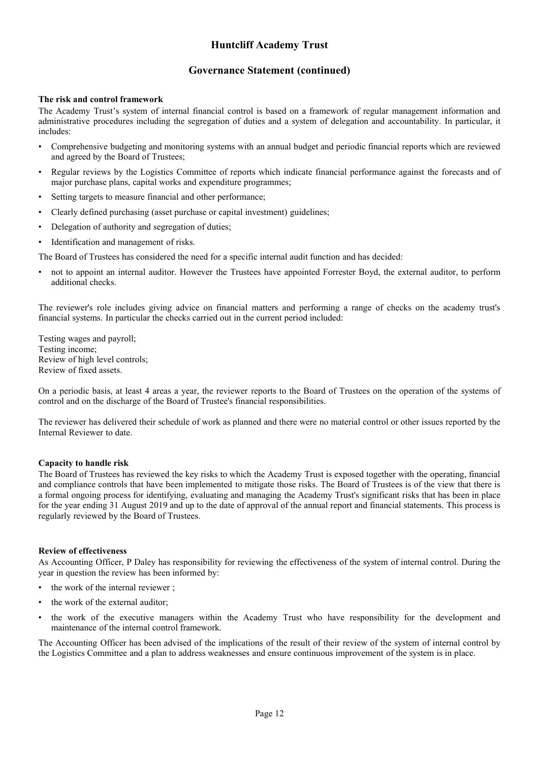# Huntcliff Academy Trust

## Governance Statement (continued)

**The risk and control framework**

The Academy Trust's system of internal financial control is based on a framework of regular management information and administrative procedures including the segregation of duties and a system of delegation and accountability. In particular, it includes:

- Comprehensive budgeting and monitoring systems with an annual budget and periodic financial reports which are reviewed and agreed by the Board of Trustees;
- Regular reviews by the Logistics Committee of reports which indicate financial performance against the forecasts and of major purchase plans, capital works and expenditure programmes;
- Setting targets to measure financial and other performance;
- Clearly defined purchasing (asset purchase or capital investment) guidelines;
- Delegation of authority and segregation of duties;
- Identification and management of risks.

The Board of Trustees has considered the need for a specific internal audit function and has decided:

- not to appoint an internal auditor. However the Trustees have appointed Forrester Boyd, the external auditor, to perform additional checks.

The reviewer's role includes giving advice on financial matters and performing a range of checks on the academy trust's financial systems. In particular the checks carried out in the current period included:

Testing wages and payroll;
Testing income;
Review of high level controls;
Review of fixed assets.

On a periodic basis, at least 4 areas a year, the reviewer reports to the Board of Trustees on the operation of the systems of control and on the discharge of the Board of Trustee's financial responsibilities.

The reviewer has delivered their schedule of work as planned and there were no material control or other issues reported by the Internal Reviewer to date.

**Capacity to handle risk**

The Board of Trustees has reviewed the key risks to which the Academy Trust is exposed together with the operating, financial and compliance controls that have been implemented to mitigate those risks. The Board of Trustees is of the view that there is a formal ongoing process for identifying, evaluating and managing the Academy Trust's significant risks that has been in place for the year ending 31 August 2019 and up to the date of approval of the annual report and financial statements. This process is regularly reviewed by the Board of Trustees.

**Review of effectiveness**

As Accounting Officer, P Daley has responsibility for reviewing the effectiveness of the system of internal control. During the year in question the review has been informed by:

- the work of the internal reviewer ;
- the work of the external auditor;
- the work of the executive managers within the Academy Trust who have responsibility for the development and maintenance of the internal control framework.

The Accounting Officer has been advised of the implications of the result of their review of the system of internal control by the Logistics Committee and a plan to address weaknesses and ensure continuous improvement of the system is in place.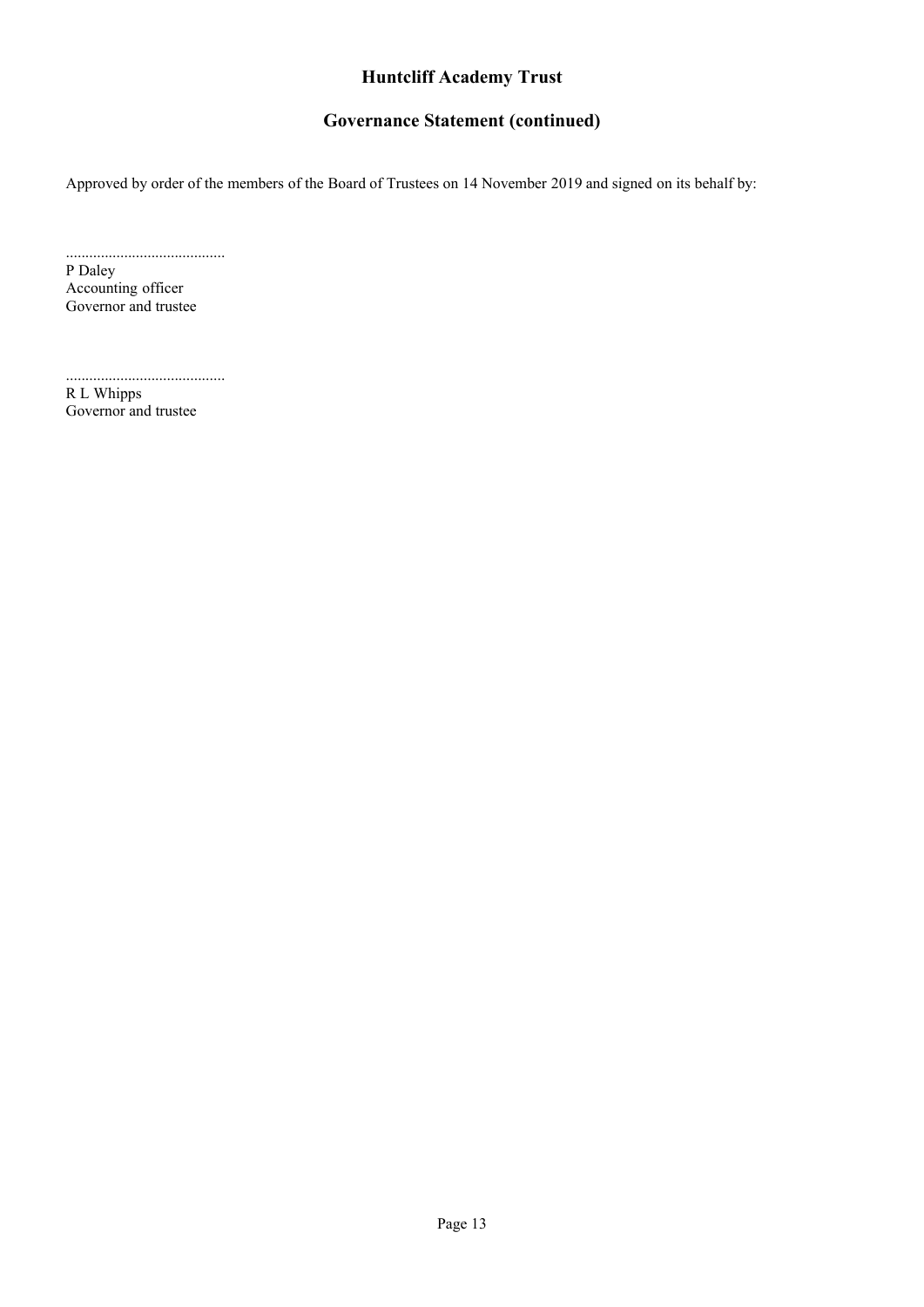# Huntcliff Academy Trust

## Governance Statement (continued)

Approved by order of the members of the Board of Trustees on 14 November 2019 and signed on its behalf by:

.........................................
P Daley
Accounting officer
Governor and trustee

.........................................
R L Whipps
Governor and trustee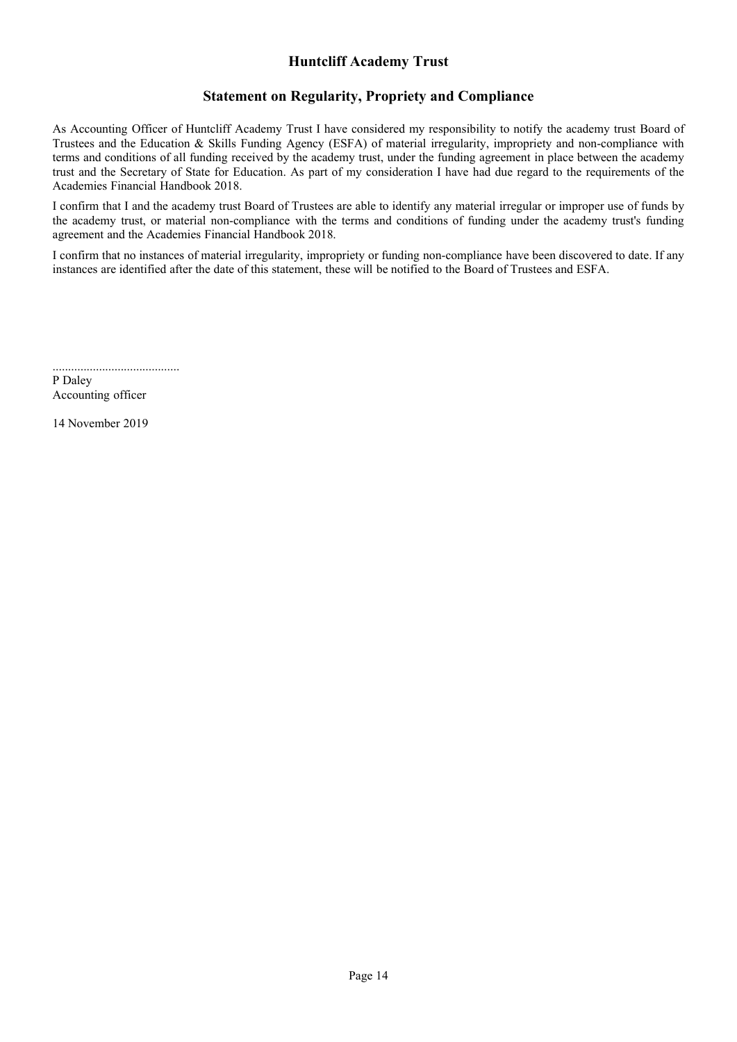# Huntcliff Academy Trust

## Statement on Regularity, Propriety and Compliance

As Accounting Officer of Huntcliff Academy Trust I have considered my responsibility to notify the academy trust Board of Trustees and the Education & Skills Funding Agency (ESFA) of material irregularity, impropriety and non-compliance with terms and conditions of all funding received by the academy trust, under the funding agreement in place between the academy trust and the Secretary of State for Education. As part of my consideration I have had due regard to the requirements of the Academies Financial Handbook 2018.

I confirm that I and the academy trust Board of Trustees are able to identify any material irregular or improper use of funds by the academy trust, or material non-compliance with the terms and conditions of funding under the academy trust's funding agreement and the Academies Financial Handbook 2018.

I confirm that no instances of material irregularity, impropriety or funding non-compliance have been discovered to date. If any instances are identified after the date of this statement, these will be notified to the Board of Trustees and ESFA.

.........................................
P Daley
Accounting officer

14 November 2019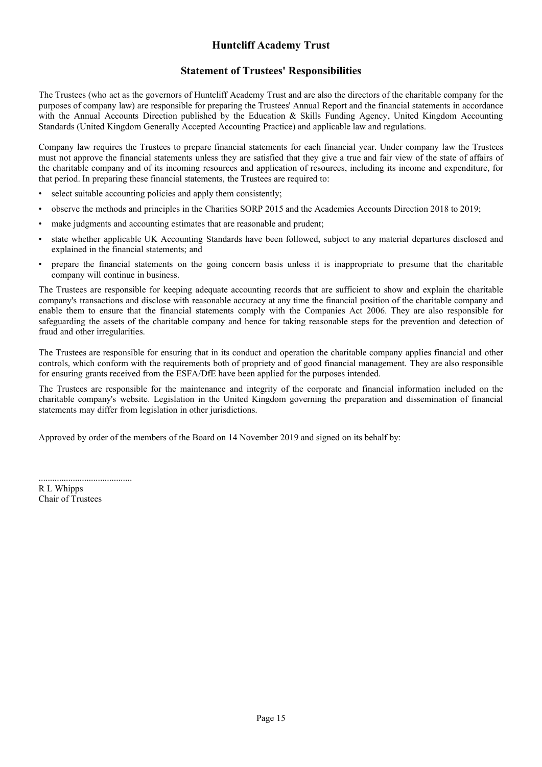# Huntcliff Academy Trust

## Statement of Trustees' Responsibilities

The Trustees (who act as the governors of Huntcliff Academy Trust and are also the directors of the charitable company for the purposes of company law) are responsible for preparing the Trustees' Annual Report and the financial statements in accordance with the Annual Accounts Direction published by the Education & Skills Funding Agency, United Kingdom Accounting Standards (United Kingdom Generally Accepted Accounting Practice) and applicable law and regulations.

Company law requires the Trustees to prepare financial statements for each financial year. Under company law the Trustees must not approve the financial statements unless they are satisfied that they give a true and fair view of the state of affairs of the charitable company and of its incoming resources and application of resources, including its income and expenditure, for that period. In preparing these financial statements, the Trustees are required to:

- select suitable accounting policies and apply them consistently;
- observe the methods and principles in the Charities SORP 2015 and the Academies Accounts Direction 2018 to 2019;
- make judgments and accounting estimates that are reasonable and prudent;
- state whether applicable UK Accounting Standards have been followed, subject to any material departures disclosed and explained in the financial statements; and
- prepare the financial statements on the going concern basis unless it is inappropriate to presume that the charitable company will continue in business.

The Trustees are responsible for keeping adequate accounting records that are sufficient to show and explain the charitable company's transactions and disclose with reasonable accuracy at any time the financial position of the charitable company and enable them to ensure that the financial statements comply with the Companies Act 2006. They are also responsible for safeguarding the assets of the charitable company and hence for taking reasonable steps for the prevention and detection of fraud and other irregularities.

The Trustees are responsible for ensuring that in its conduct and operation the charitable company applies financial and other controls, which conform with the requirements both of propriety and of good financial management. They are also responsible for ensuring grants received from the ESFA/DfE have been applied for the purposes intended.

The Trustees are responsible for the maintenance and integrity of the corporate and financial information included on the charitable company's website. Legislation in the United Kingdom governing the preparation and dissemination of financial statements may differ from legislation in other jurisdictions.

Approved by order of the members of the Board on 14 November 2019 and signed on its behalf by:

.........................................

R L Whipps
Chair of Trustees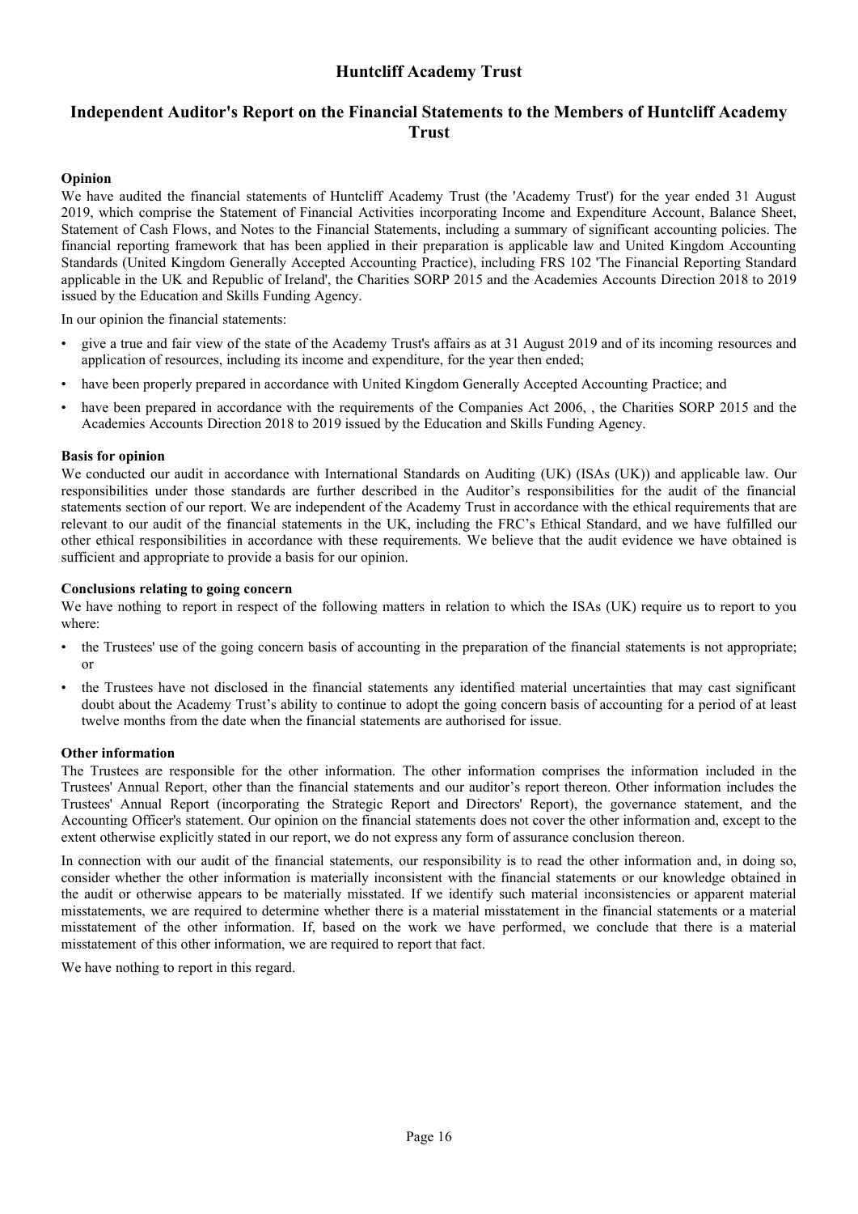## Huntcliff Academy Trust

## Independent Auditor's Report on the Financial Statements to the Members of Huntcliff Academy Trust

**Opinion**

We have audited the financial statements of Huntcliff Academy Trust (the 'Academy Trust') for the year ended 31 August 2019, which comprise the Statement of Financial Activities incorporating Income and Expenditure Account, Balance Sheet, Statement of Cash Flows, and Notes to the Financial Statements, including a summary of significant accounting policies. The financial reporting framework that has been applied in their preparation is applicable law and United Kingdom Accounting Standards (United Kingdom Generally Accepted Accounting Practice), including FRS 102 'The Financial Reporting Standard applicable in the UK and Republic of Ireland', the Charities SORP 2015 and the Academies Accounts Direction 2018 to 2019 issued by the Education and Skills Funding Agency.

In our opinion the financial statements:

- give a true and fair view of the state of the Academy Trust's affairs as at 31 August 2019 and of its incoming resources and application of resources, including its income and expenditure, for the year then ended;
- have been properly prepared in accordance with United Kingdom Generally Accepted Accounting Practice; and
- have been prepared in accordance with the requirements of the Companies Act 2006, , the Charities SORP 2015 and the Academies Accounts Direction 2018 to 2019 issued by the Education and Skills Funding Agency.

**Basis for opinion**

We conducted our audit in accordance with International Standards on Auditing (UK) (ISAs (UK)) and applicable law. Our responsibilities under those standards are further described in the Auditor's responsibilities for the audit of the financial statements section of our report. We are independent of the Academy Trust in accordance with the ethical requirements that are relevant to our audit of the financial statements in the UK, including the FRC's Ethical Standard, and we have fulfilled our other ethical responsibilities in accordance with these requirements. We believe that the audit evidence we have obtained is sufficient and appropriate to provide a basis for our opinion.

**Conclusions relating to going concern**

We have nothing to report in respect of the following matters in relation to which the ISAs (UK) require us to report to you where:

- the Trustees' use of the going concern basis of accounting in the preparation of the financial statements is not appropriate; or
- the Trustees have not disclosed in the financial statements any identified material uncertainties that may cast significant doubt about the Academy Trust's ability to continue to adopt the going concern basis of accounting for a period of at least twelve months from the date when the financial statements are authorised for issue.

**Other information**

The Trustees are responsible for the other information. The other information comprises the information included in the Trustees' Annual Report, other than the financial statements and our auditor's report thereon. Other information includes the Trustees' Annual Report (incorporating the Strategic Report and Directors' Report), the governance statement, and the Accounting Officer's statement. Our opinion on the financial statements does not cover the other information and, except to the extent otherwise explicitly stated in our report, we do not express any form of assurance conclusion thereon.

In connection with our audit of the financial statements, our responsibility is to read the other information and, in doing so, consider whether the other information is materially inconsistent with the financial statements or our knowledge obtained in the audit or otherwise appears to be materially misstated. If we identify such material inconsistencies or apparent material misstatements, we are required to determine whether there is a material misstatement in the financial statements or a material misstatement of the other information. If, based on the work we have performed, we conclude that there is a material misstatement of this other information, we are required to report that fact.

We have nothing to report in this regard.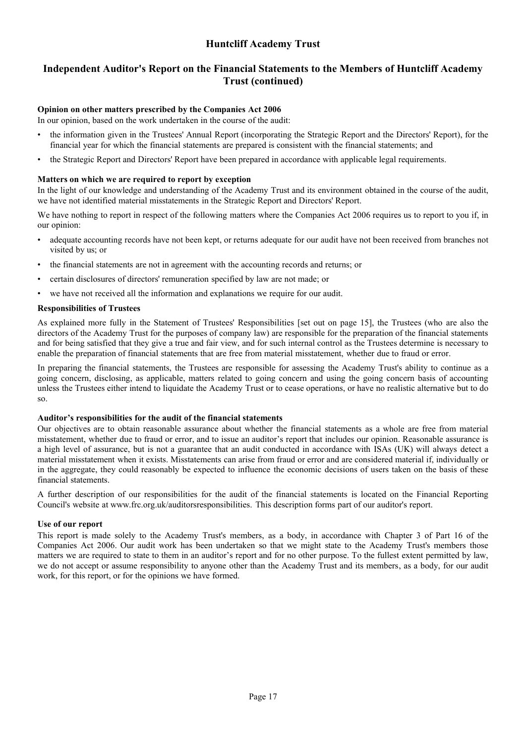# Huntcliff Academy Trust

## Independent Auditor's Report on the Financial Statements to the Members of Huntcliff Academy Trust (continued)

**Opinion on other matters prescribed by the Companies Act 2006**

In our opinion, based on the work undertaken in the course of the audit:

- the information given in the Trustees' Annual Report (incorporating the Strategic Report and the Directors' Report), for the financial year for which the financial statements are prepared is consistent with the financial statements; and
- the Strategic Report and Directors' Report have been prepared in accordance with applicable legal requirements.

**Matters on which we are required to report by exception**

In the light of our knowledge and understanding of the Academy Trust and its environment obtained in the course of the audit, we have not identified material misstatements in the Strategic Report and Directors' Report.

We have nothing to report in respect of the following matters where the Companies Act 2006 requires us to report to you if, in our opinion:

- adequate accounting records have not been kept, or returns adequate for our audit have not been received from branches not visited by us; or
- the financial statements are not in agreement with the accounting records and returns; or
- certain disclosures of directors' remuneration specified by law are not made; or
- we have not received all the information and explanations we require for our audit.

**Responsibilities of Trustees**

As explained more fully in the Statement of Trustees' Responsibilities [set out on page 15], the Trustees (who are also the directors of the Academy Trust for the purposes of company law) are responsible for the preparation of the financial statements and for being satisfied that they give a true and fair view, and for such internal control as the Trustees determine is necessary to enable the preparation of financial statements that are free from material misstatement, whether due to fraud or error.

In preparing the financial statements, the Trustees are responsible for assessing the Academy Trust's ability to continue as a going concern, disclosing, as applicable, matters related to going concern and using the going concern basis of accounting unless the Trustees either intend to liquidate the Academy Trust or to cease operations, or have no realistic alternative but to do so.

**Auditor's responsibilities for the audit of the financial statements**

Our objectives are to obtain reasonable assurance about whether the financial statements as a whole are free from material misstatement, whether due to fraud or error, and to issue an auditor's report that includes our opinion. Reasonable assurance is a high level of assurance, but is not a guarantee that an audit conducted in accordance with ISAs (UK) will always detect a material misstatement when it exists. Misstatements can arise from fraud or error and are considered material if, individually or in the aggregate, they could reasonably be expected to influence the economic decisions of users taken on the basis of these financial statements.

A further description of our responsibilities for the audit of the financial statements is located on the Financial Reporting Council's website at www.frc.org.uk/auditorsresponsibilities. This description forms part of our auditor's report.

**Use of our report**

This report is made solely to the Academy Trust's members, as a body, in accordance with Chapter 3 of Part 16 of the Companies Act 2006. Our audit work has been undertaken so that we might state to the Academy Trust's members those matters we are required to state to them in an auditor's report and for no other purpose. To the fullest extent permitted by law, we do not accept or assume responsibility to anyone other than the Academy Trust and its members, as a body, for our audit work, for this report, or for the opinions we have formed.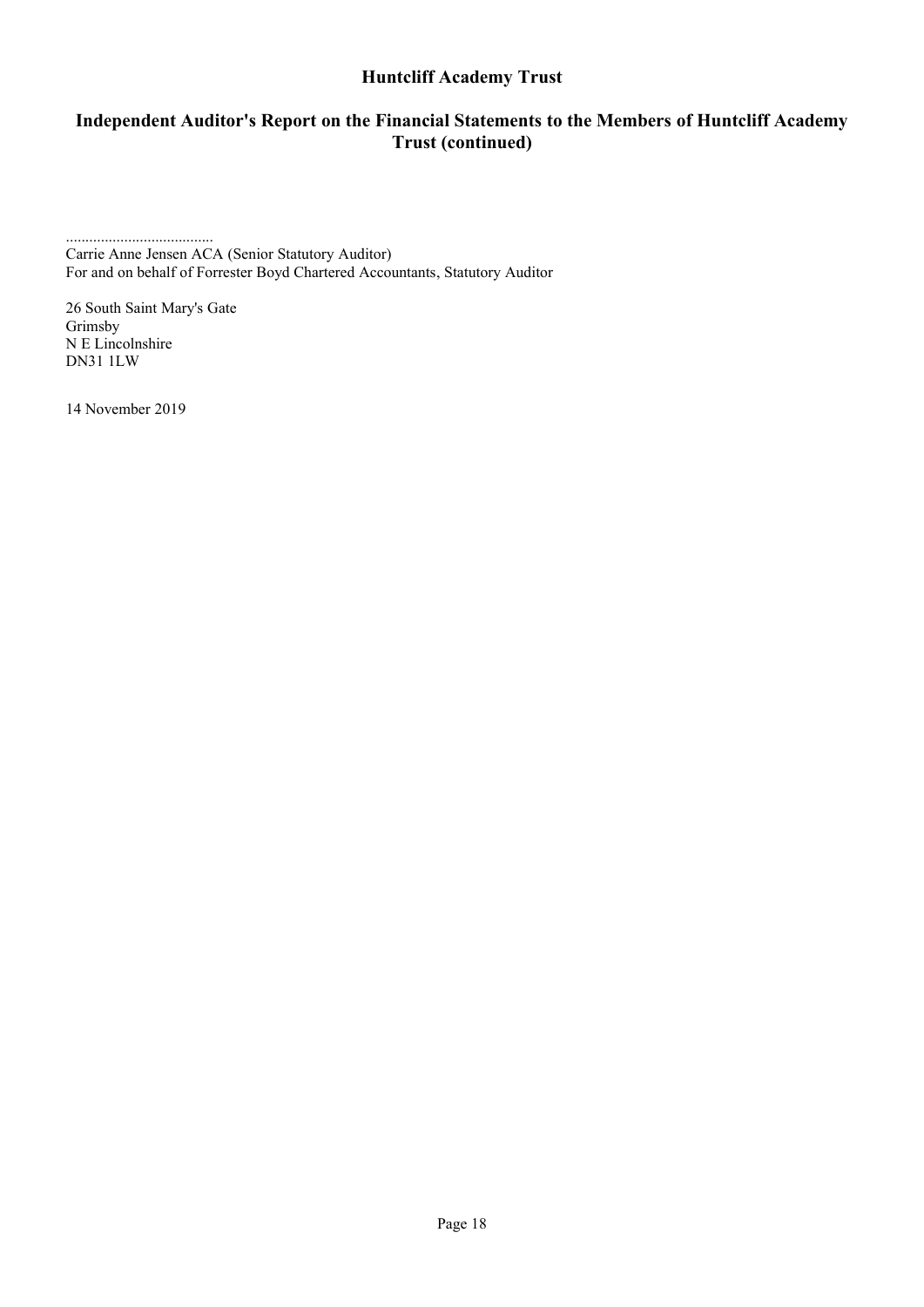## Independent Auditor's Report on the Financial Statements to the Members of Huntcliff Academy Trust (continued)

......................................
Carrie Anne Jensen ACA (Senior Statutory Auditor)
For and on behalf of Forrester Boyd Chartered Accountants, Statutory Auditor

26 South Saint Mary's Gate
Grimsby
N E Lincolnshire
DN31 1LW

14 November 2019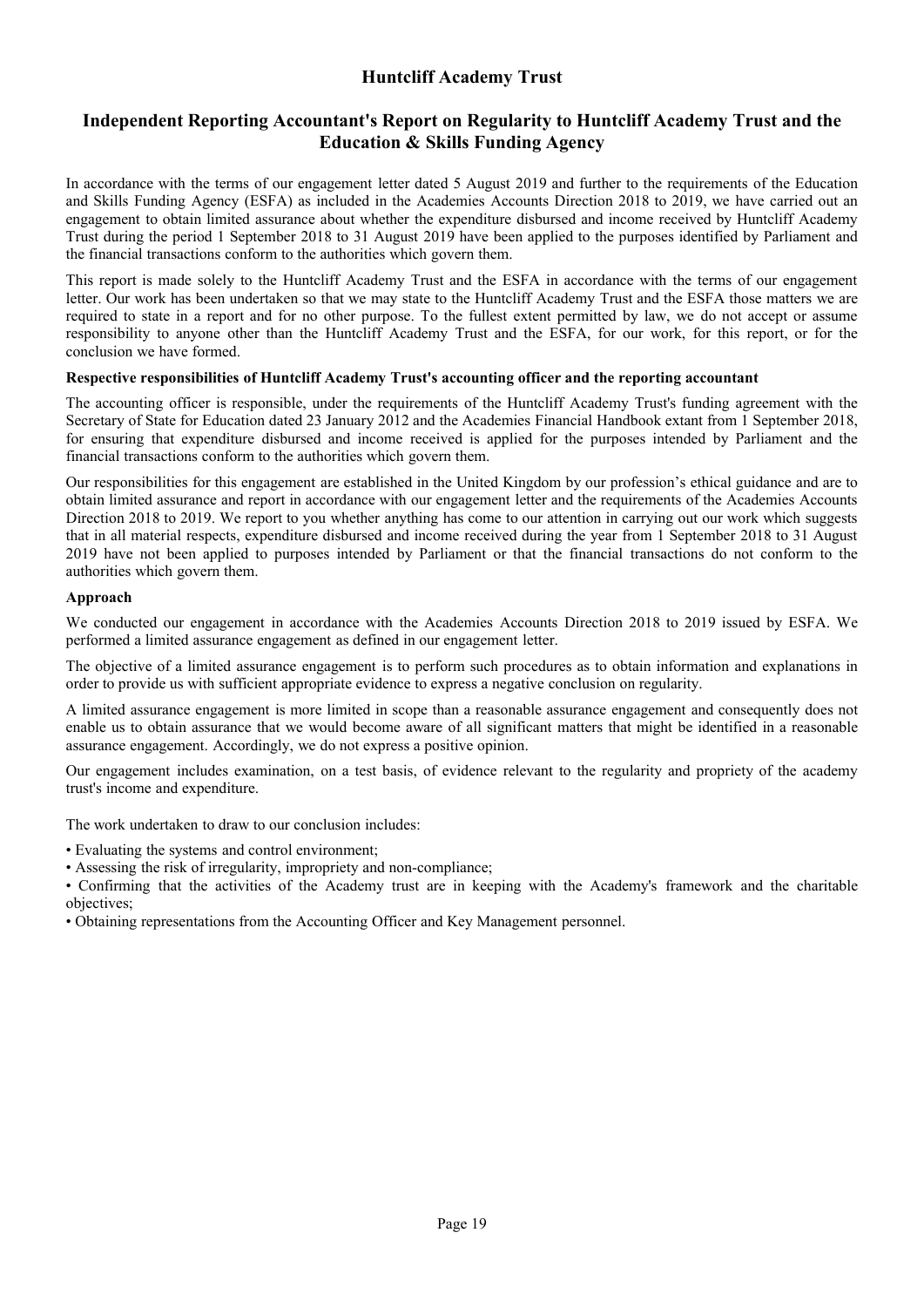# Huntcliff Academy Trust

## Independent Reporting Accountant's Report on Regularity to Huntcliff Academy Trust and the Education & Skills Funding Agency

In accordance with the terms of our engagement letter dated 5 August 2019 and further to the requirements of the Education and Skills Funding Agency (ESFA) as included in the Academies Accounts Direction 2018 to 2019, we have carried out an engagement to obtain limited assurance about whether the expenditure disbursed and income received by Huntcliff Academy Trust during the period 1 September 2018 to 31 August 2019 have been applied to the purposes identified by Parliament and the financial transactions conform to the authorities which govern them.

This report is made solely to the Huntcliff Academy Trust and the ESFA in accordance with the terms of our engagement letter. Our work has been undertaken so that we may state to the Huntcliff Academy Trust and the ESFA those matters we are required to state in a report and for no other purpose. To the fullest extent permitted by law, we do not accept or assume responsibility to anyone other than the Huntcliff Academy Trust and the ESFA, for our work, for this report, or for the conclusion we have formed.

**Respective responsibilities of Huntcliff Academy Trust's accounting officer and the reporting accountant**

The accounting officer is responsible, under the requirements of the Huntcliff Academy Trust's funding agreement with the Secretary of State for Education dated 23 January 2012 and the Academies Financial Handbook extant from 1 September 2018, for ensuring that expenditure disbursed and income received is applied for the purposes intended by Parliament and the financial transactions conform to the authorities which govern them.

Our responsibilities for this engagement are established in the United Kingdom by our profession's ethical guidance and are to obtain limited assurance and report in accordance with our engagement letter and the requirements of the Academies Accounts Direction 2018 to 2019. We report to you whether anything has come to our attention in carrying out our work which suggests that in all material respects, expenditure disbursed and income received during the year from 1 September 2018 to 31 August 2019 have not been applied to purposes intended by Parliament or that the financial transactions do not conform to the authorities which govern them.

**Approach**

We conducted our engagement in accordance with the Academies Accounts Direction 2018 to 2019 issued by ESFA. We performed a limited assurance engagement as defined in our engagement letter.

The objective of a limited assurance engagement is to perform such procedures as to obtain information and explanations in order to provide us with sufficient appropriate evidence to express a negative conclusion on regularity.

A limited assurance engagement is more limited in scope than a reasonable assurance engagement and consequently does not enable us to obtain assurance that we would become aware of all significant matters that might be identified in a reasonable assurance engagement. Accordingly, we do not express a positive opinion.

Our engagement includes examination, on a test basis, of evidence relevant to the regularity and propriety of the academy trust's income and expenditure.

The work undertaken to draw to our conclusion includes:

- Evaluating the systems and control environment;
- Assessing the risk of irregularity, impropriety and non-compliance;
- Confirming that the activities of the Academy trust are in keeping with the Academy's framework and the charitable objectives;
- Obtaining representations from the Accounting Officer and Key Management personnel.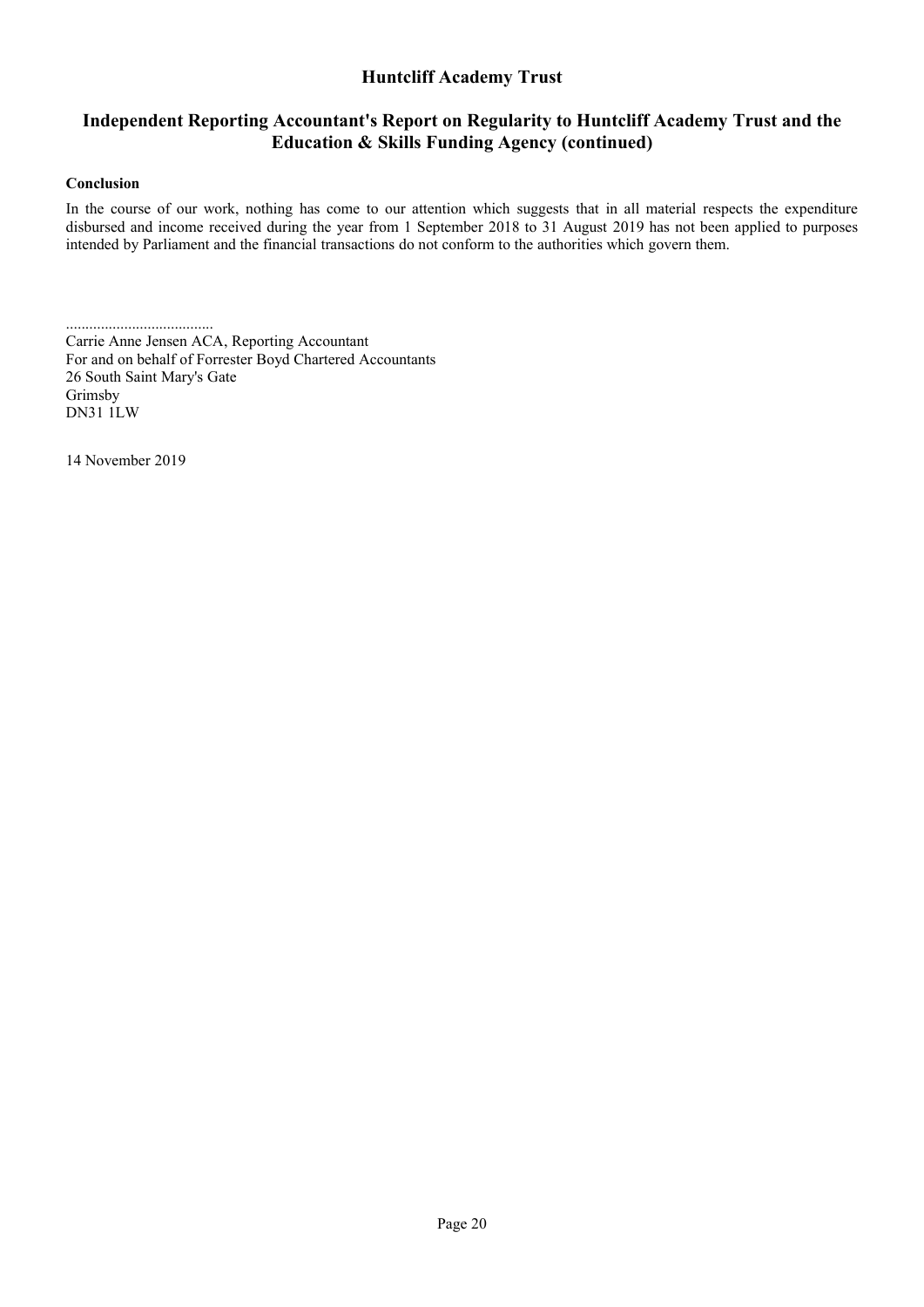# Huntcliff Academy Trust

## Independent Reporting Accountant's Report on Regularity to Huntcliff Academy Trust and the Education & Skills Funding Agency (continued)

**Conclusion**

In the course of our work, nothing has come to our attention which suggests that in all material respects the expenditure disbursed and income received during the year from 1 September 2018 to 31 August 2019 has not been applied to purposes intended by Parliament and the financial transactions do not conform to the authorities which govern them.

......................................
Carrie Anne Jensen ACA, Reporting Accountant
For and on behalf of Forrester Boyd Chartered Accountants
26 South Saint Mary's Gate
Grimsby
DN31 1LW

14 November 2019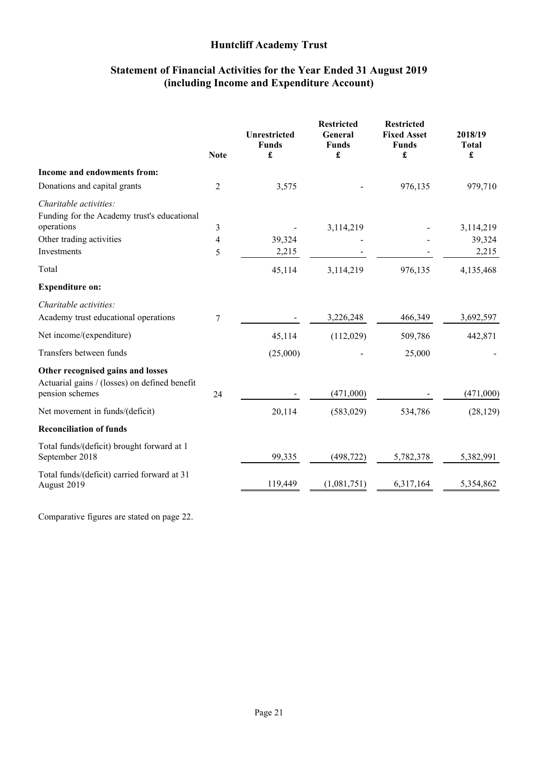# Huntcliff Academy Trust

## Statement of Financial Activities for the Year Ended 31 August 2019 (including Income and Expenditure Account)

| | Note | Unrestricted Funds £ | Restricted General Funds £ | Restricted Fixed Asset Funds £ | 2018/19 Total £ |
|---|---|---|---|---|---|
| **Income and endowments from:** | | | | | |
| Donations and capital grants | 2 | 3,575 | - | 976,135 | 979,710 |
| *Charitable activities:* | | | | | |
| Funding for the Academy trust's educational operations | 3 | - | 3,114,219 | - | 3,114,219 |
| Other trading activities | 4 | 39,324 | - | - | 39,324 |
| Investments | 5 | 2,215 | - | - | 2,215 |
| Total | | 45,114 | 3,114,219 | 976,135 | 4,135,468 |
| **Expenditure on:** | | | | | |
| *Charitable activities:* | | | | | |
| Academy trust educational operations | 7 | - | 3,226,248 | 466,349 | 3,692,597 |
| Net income/(expenditure) | | 45,114 | (112,029) | 509,786 | 442,871 |
| Transfers between funds | | (25,000) | - | 25,000 | - |
| **Other recognised gains and losses** | | | | | |
| Actuarial gains / (losses) on defined benefit pension schemes | 24 | - | (471,000) | - | (471,000) |
| Net movement in funds/(deficit) | | 20,114 | (583,029) | 534,786 | (28,129) |
| **Reconciliation of funds** | | | | | |
| Total funds/(deficit) brought forward at 1 September 2018 | | 99,335 | (498,722) | 5,782,378 | 5,382,991 |
| Total funds/(deficit) carried forward at 31 August 2019 | | 119,449 | (1,081,751) | 6,317,164 | 5,354,862 |

Comparative figures are stated on page 22.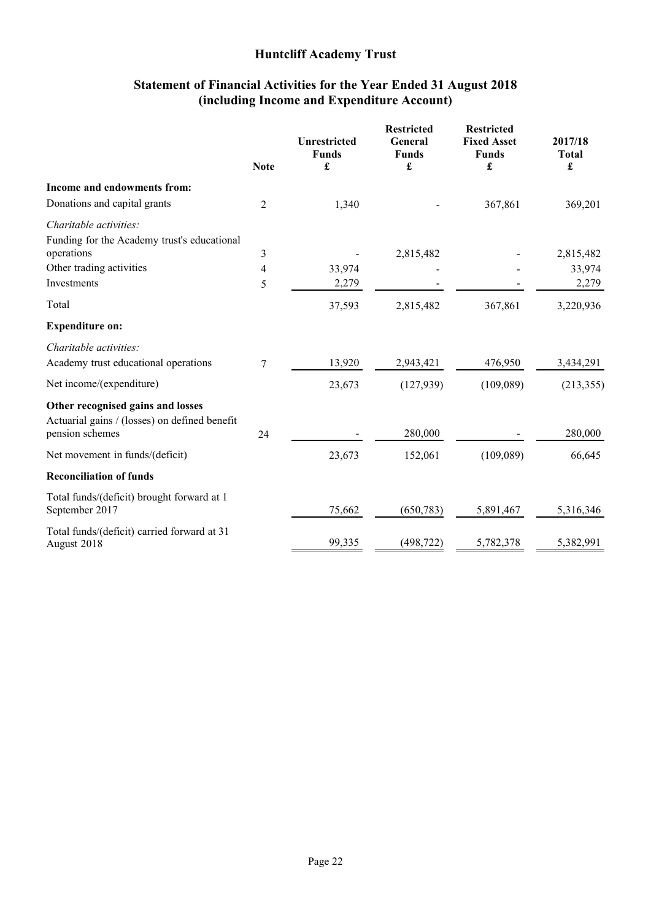# Huntcliff Academy Trust

## Statement of Financial Activities for the Year Ended 31 August 2018 (including Income and Expenditure Account)

| | Note | Unrestricted Funds £ | Restricted General Funds £ | Restricted Fixed Asset Funds £ | 2017/18 Total £ |
|---|---|---|---|---|---|
| **Income and endowments from:** | | | | | |
| Donations and capital grants | 2 | 1,340 | - | 367,861 | 369,201 |
| *Charitable activities:* | | | | | |
| Funding for the Academy trust's educational operations | 3 | - | 2,815,482 | - | 2,815,482 |
| Other trading activities | 4 | 33,974 | - | - | 33,974 |
| Investments | 5 | 2,279 | - | - | 2,279 |
| Total | | 37,593 | 2,815,482 | 367,861 | 3,220,936 |
| **Expenditure on:** | | | | | |
| *Charitable activities:* | | | | | |
| Academy trust educational operations | 7 | 13,920 | 2,943,421 | 476,950 | 3,434,291 |
| Net income/(expenditure) | | 23,673 | (127,939) | (109,089) | (213,355) |
| **Other recognised gains and losses** | | | | | |
| Actuarial gains / (losses) on defined benefit pension schemes | 24 | - | 280,000 | - | 280,000 |
| Net movement in funds/(deficit) | | 23,673 | 152,061 | (109,089) | 66,645 |
| **Reconciliation of funds** | | | | | |
| Total funds/(deficit) brought forward at 1 September 2017 | | 75,662 | (650,783) | 5,891,467 | 5,316,346 |
| Total funds/(deficit) carried forward at 31 August 2018 | | 99,335 | (498,722) | 5,782,378 | 5,382,991 |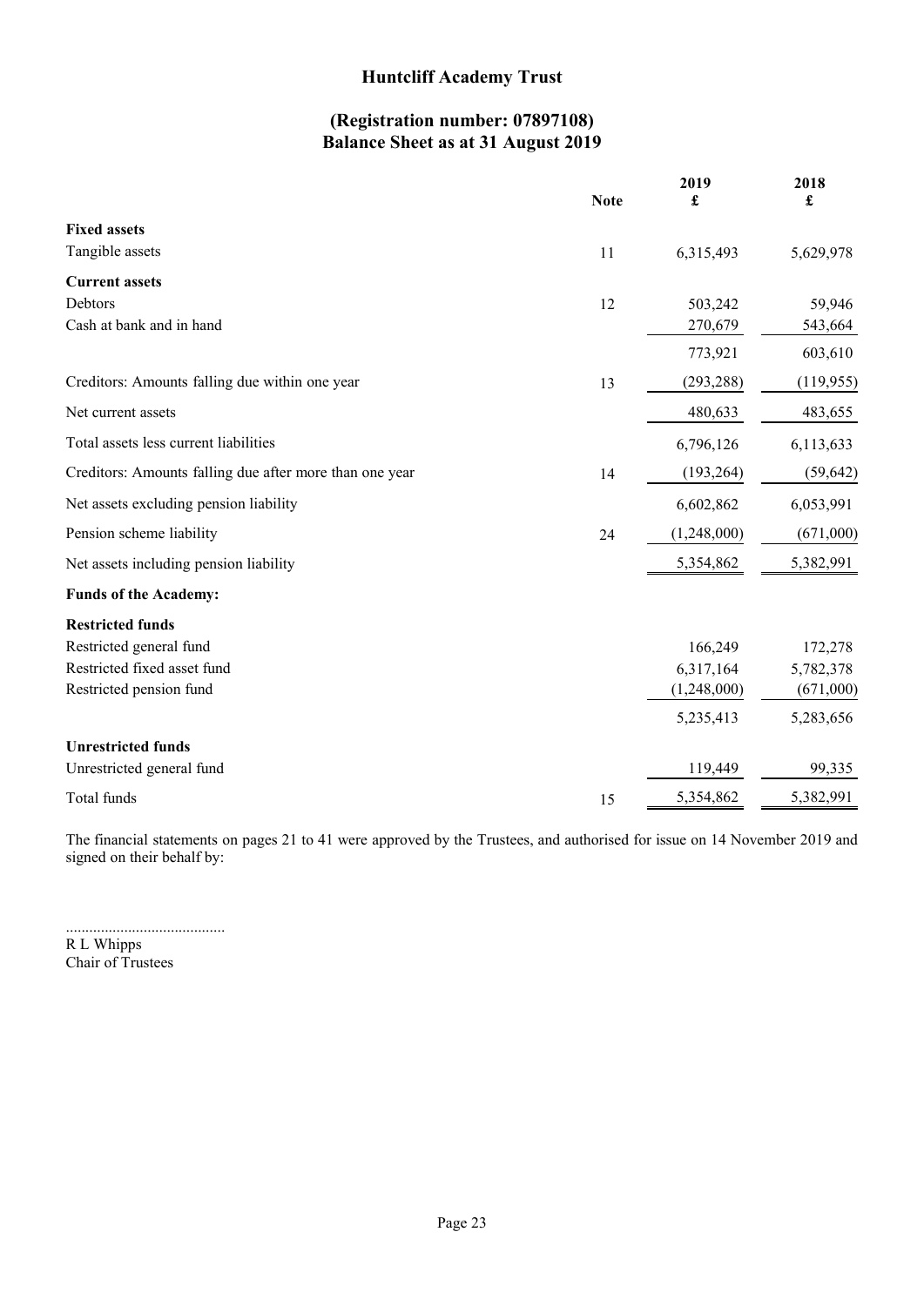# Huntcliff Academy Trust

## (Registration number: 07897108)
## Balance Sheet as at 31 August 2019

| | Note | 2019 £ | 2018 £ |
|---|---|---|---|
| **Fixed assets** | | | |
| Tangible assets | 11 | 6,315,493 | 5,629,978 |
| **Current assets** | | | |
| Debtors | 12 | 503,242 | 59,946 |
| Cash at bank and in hand | | 270,679 | 543,664 |
| | | 773,921 | 603,610 |
| Creditors: Amounts falling due within one year | 13 | (293,288) | (119,955) |
| Net current assets | | 480,633 | 483,655 |
| Total assets less current liabilities | | 6,796,126 | 6,113,633 |
| Creditors: Amounts falling due after more than one year | 14 | (193,264) | (59,642) |
| Net assets excluding pension liability | | 6,602,862 | 6,053,991 |
| Pension scheme liability | 24 | (1,248,000) | (671,000) |
| Net assets including pension liability | | 5,354,862 | 5,382,991 |
| **Funds of the Academy:** | | | |
| **Restricted funds** | | | |
| Restricted general fund | | 166,249 | 172,278 |
| Restricted fixed asset fund | | 6,317,164 | 5,782,378 |
| Restricted pension fund | | (1,248,000) | (671,000) |
| | | 5,235,413 | 5,283,656 |
| **Unrestricted funds** | | | |
| Unrestricted general fund | | 119,449 | 99,335 |
| Total funds | 15 | 5,354,862 | 5,382,991 |

The financial statements on pages 21 to 41 were approved by the Trustees, and authorised for issue on 14 November 2019 and signed on their behalf by:

.........................................
R L Whipps
Chair of Trustees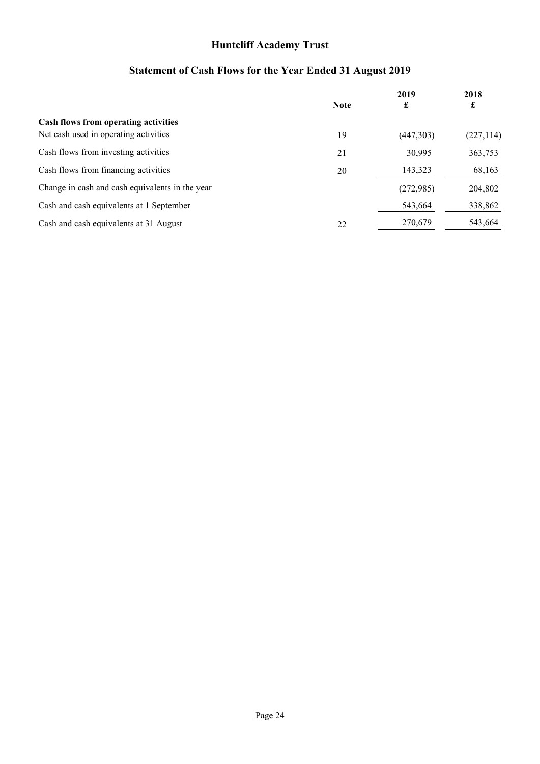# Huntcliff Academy Trust

## Statement of Cash Flows for the Year Ended 31 August 2019

| | Note | 2019<br>£ | 2018<br>£ |
|---|---|---|---|
| **Cash flows from operating activities** | | | |
| Net cash used in operating activities | 19 | (447,303) | (227,114) |
| Cash flows from investing activities | 21 | 30,995 | 363,753 |
| Cash flows from financing activities | 20 | 143,323 | 68,163 |
| Change in cash and cash equivalents in the year | | (272,985) | 204,802 |
| Cash and cash equivalents at 1 September | | 543,664 | 338,862 |
| Cash and cash equivalents at 31 August | 22 | 270,679 | 543,664 |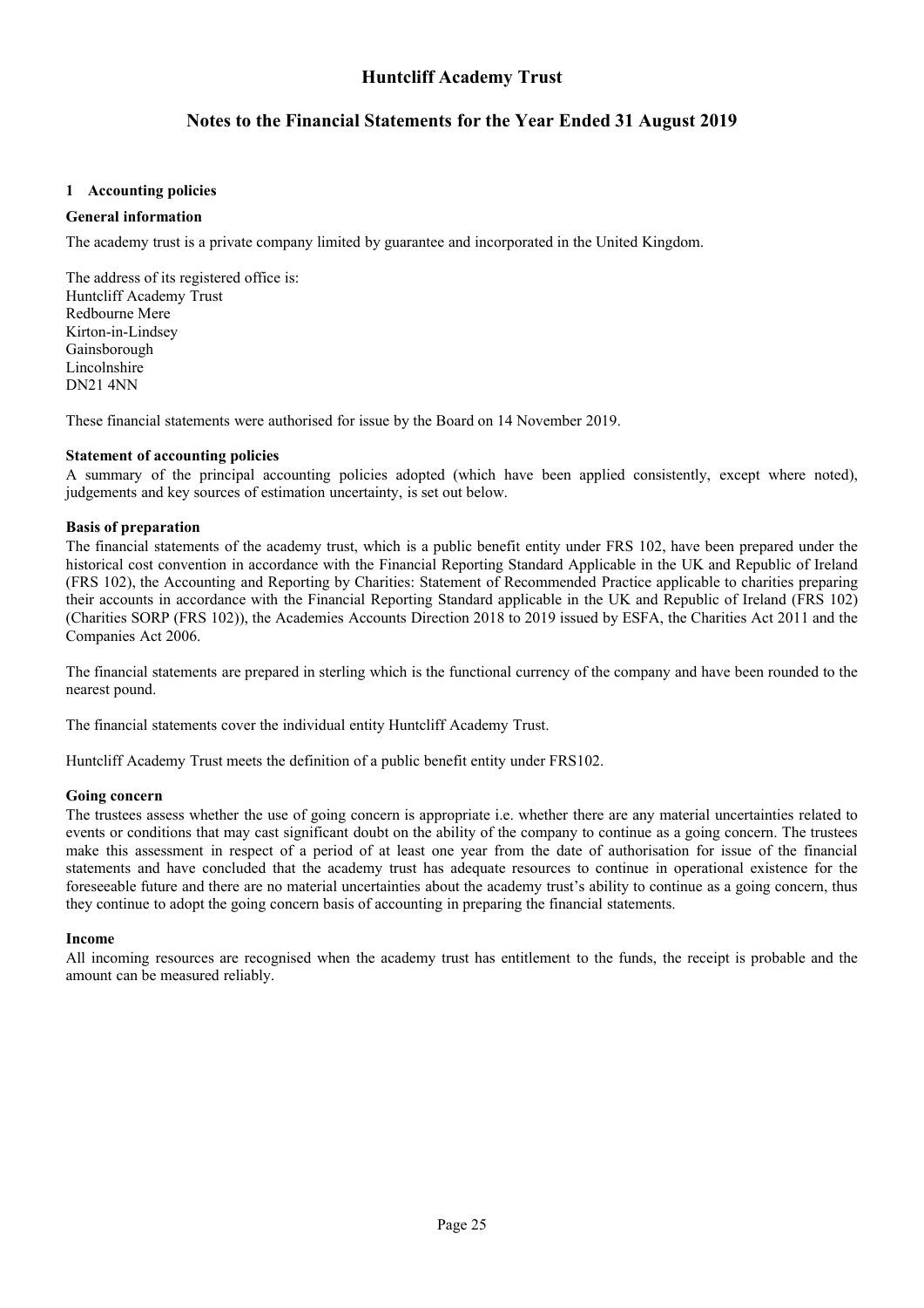# Huntcliff Academy Trust

## Notes to the Financial Statements for the Year Ended 31 August 2019

### 1 Accounting policies

**General information**

The academy trust is a private company limited by guarantee and incorporated in the United Kingdom.

The address of its registered office is:
Huntcliff Academy Trust
Redbourne Mere
Kirton-in-Lindsey
Gainsborough
Lincolnshire
DN21 4NN

These financial statements were authorised for issue by the Board on 14 November 2019.

**Statement of accounting policies**

A summary of the principal accounting policies adopted (which have been applied consistently, except where noted), judgements and key sources of estimation uncertainty, is set out below.

**Basis of preparation**

The financial statements of the academy trust, which is a public benefit entity under FRS 102, have been prepared under the historical cost convention in accordance with the Financial Reporting Standard Applicable in the UK and Republic of Ireland (FRS 102), the Accounting and Reporting by Charities: Statement of Recommended Practice applicable to charities preparing their accounts in accordance with the Financial Reporting Standard applicable in the UK and Republic of Ireland (FRS 102) (Charities SORP (FRS 102)), the Academies Accounts Direction 2018 to 2019 issued by ESFA, the Charities Act 2011 and the Companies Act 2006.

The financial statements are prepared in sterling which is the functional currency of the company and have been rounded to the nearest pound.

The financial statements cover the individual entity Huntcliff Academy Trust.

Huntcliff Academy Trust meets the definition of a public benefit entity under FRS102.

**Going concern**

The trustees assess whether the use of going concern is appropriate i.e. whether there are any material uncertainties related to events or conditions that may cast significant doubt on the ability of the company to continue as a going concern. The trustees make this assessment in respect of a period of at least one year from the date of authorisation for issue of the financial statements and have concluded that the academy trust has adequate resources to continue in operational existence for the foreseeable future and there are no material uncertainties about the academy trust's ability to continue as a going concern, thus they continue to adopt the going concern basis of accounting in preparing the financial statements.

**Income**

All incoming resources are recognised when the academy trust has entitlement to the funds, the receipt is probable and the amount can be measured reliably.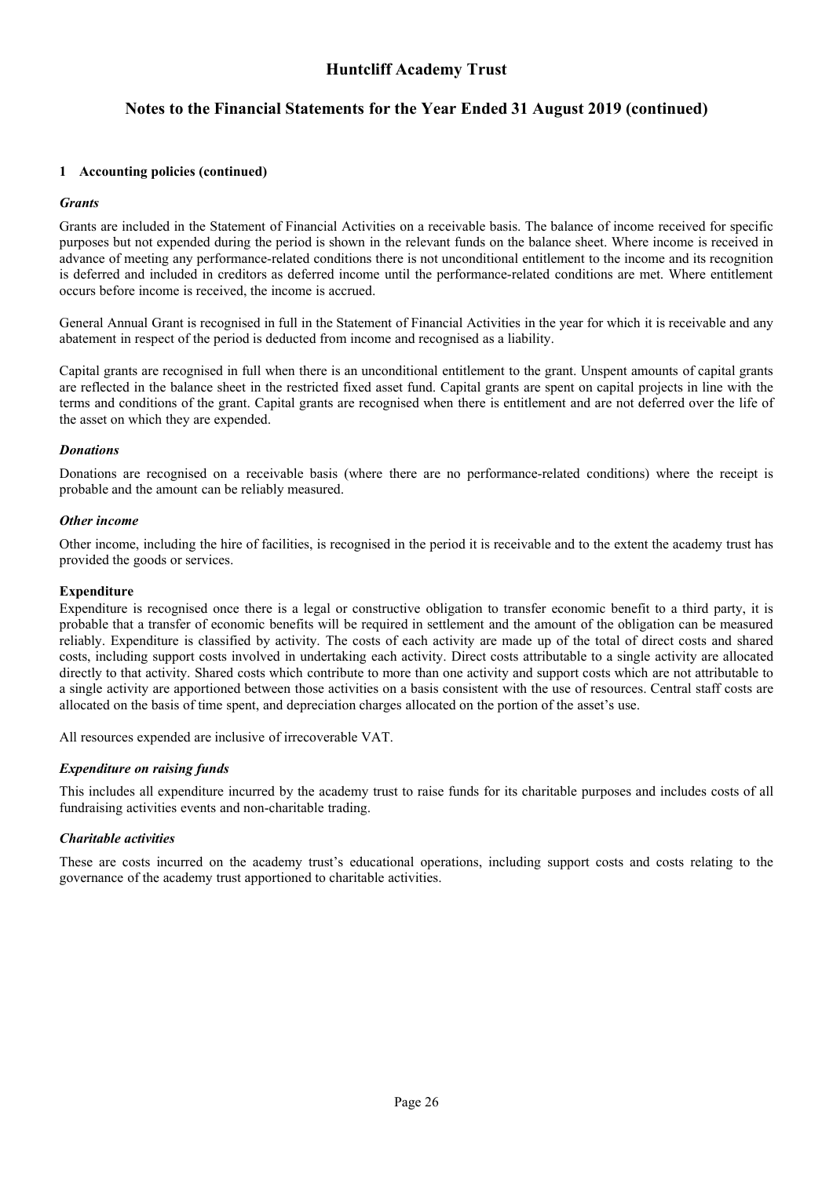## 1 Accounting policies (continued)

***Grants***

Grants are included in the Statement of Financial Activities on a receivable basis. The balance of income received for specific purposes but not expended during the period is shown in the relevant funds on the balance sheet. Where income is received in advance of meeting any performance-related conditions there is not unconditional entitlement to the income and its recognition is deferred and included in creditors as deferred income until the performance-related conditions are met. Where entitlement occurs before income is received, the income is accrued.

General Annual Grant is recognised in full in the Statement of Financial Activities in the year for which it is receivable and any abatement in respect of the period is deducted from income and recognised as a liability.

Capital grants are recognised in full when there is an unconditional entitlement to the grant. Unspent amounts of capital grants are reflected in the balance sheet in the restricted fixed asset fund. Capital grants are spent on capital projects in line with the terms and conditions of the grant. Capital grants are recognised when there is entitlement and are not deferred over the life of the asset on which they are expended.

***Donations***

Donations are recognised on a receivable basis (where there are no performance-related conditions) where the receipt is probable and the amount can be reliably measured.

***Other income***

Other income, including the hire of facilities, is recognised in the period it is receivable and to the extent the academy trust has provided the goods or services.

**Expenditure**

Expenditure is recognised once there is a legal or constructive obligation to transfer economic benefit to a third party, it is probable that a transfer of economic benefits will be required in settlement and the amount of the obligation can be measured reliably. Expenditure is classified by activity. The costs of each activity are made up of the total of direct costs and shared costs, including support costs involved in undertaking each activity. Direct costs attributable to a single activity are allocated directly to that activity. Shared costs which contribute to more than one activity and support costs which are not attributable to a single activity are apportioned between those activities on a basis consistent with the use of resources. Central staff costs are allocated on the basis of time spent, and depreciation charges allocated on the portion of the asset's use.

All resources expended are inclusive of irrecoverable VAT.

***Expenditure on raising funds***

This includes all expenditure incurred by the academy trust to raise funds for its charitable purposes and includes costs of all fundraising activities events and non-charitable trading.

***Charitable activities***

These are costs incurred on the academy trust's educational operations, including support costs and costs relating to the governance of the academy trust apportioned to charitable activities.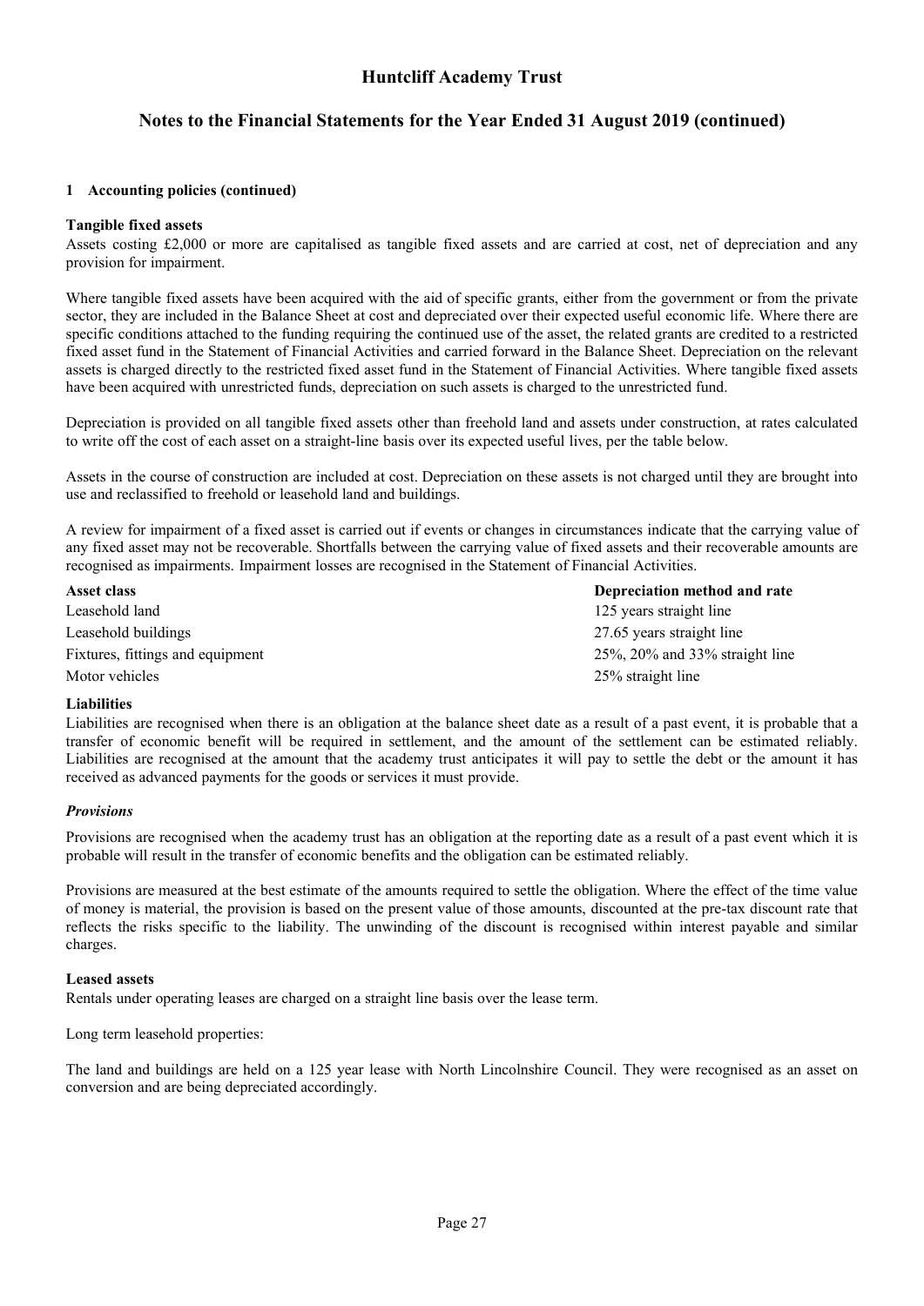## 1 Accounting policies (continued)

**Tangible fixed assets**

Assets costing £2,000 or more are capitalised as tangible fixed assets and are carried at cost, net of depreciation and any provision for impairment.

Where tangible fixed assets have been acquired with the aid of specific grants, either from the government or from the private sector, they are included in the Balance Sheet at cost and depreciated over their expected useful economic life. Where there are specific conditions attached to the funding requiring the continued use of the asset, the related grants are credited to a restricted fixed asset fund in the Statement of Financial Activities and carried forward in the Balance Sheet. Depreciation on the relevant assets is charged directly to the restricted fixed asset fund in the Statement of Financial Activities. Where tangible fixed assets have been acquired with unrestricted funds, depreciation on such assets is charged to the unrestricted fund.

Depreciation is provided on all tangible fixed assets other than freehold land and assets under construction, at rates calculated to write off the cost of each asset on a straight-line basis over its expected useful lives, per the table below.

Assets in the course of construction are included at cost. Depreciation on these assets is not charged until they are brought into use and reclassified to freehold or leasehold land and buildings.

A review for impairment of a fixed asset is carried out if events or changes in circumstances indicate that the carrying value of any fixed asset may not be recoverable. Shortfalls between the carrying value of fixed assets and their recoverable amounts are recognised as impairments. Impairment losses are recognised in the Statement of Financial Activities.

| Asset class | Depreciation method and rate |
|---|---|
| Leasehold land | 125 years straight line |
| Leasehold buildings | 27.65 years straight line |
| Fixtures, fittings and equipment | 25%, 20% and 33% straight line |
| Motor vehicles | 25% straight line |

**Liabilities**

Liabilities are recognised when there is an obligation at the balance sheet date as a result of a past event, it is probable that a transfer of economic benefit will be required in settlement, and the amount of the settlement can be estimated reliably. Liabilities are recognised at the amount that the academy trust anticipates it will pay to settle the debt or the amount it has received as advanced payments for the goods or services it must provide.

***Provisions***

Provisions are recognised when the academy trust has an obligation at the reporting date as a result of a past event which it is probable will result in the transfer of economic benefits and the obligation can be estimated reliably.

Provisions are measured at the best estimate of the amounts required to settle the obligation. Where the effect of the time value of money is material, the provision is based on the present value of those amounts, discounted at the pre-tax discount rate that reflects the risks specific to the liability. The unwinding of the discount is recognised within interest payable and similar charges.

**Leased assets**

Rentals under operating leases are charged on a straight line basis over the lease term.

Long term leasehold properties:

The land and buildings are held on a 125 year lease with North Lincolnshire Council. They were recognised as an asset on conversion and are being depreciated accordingly.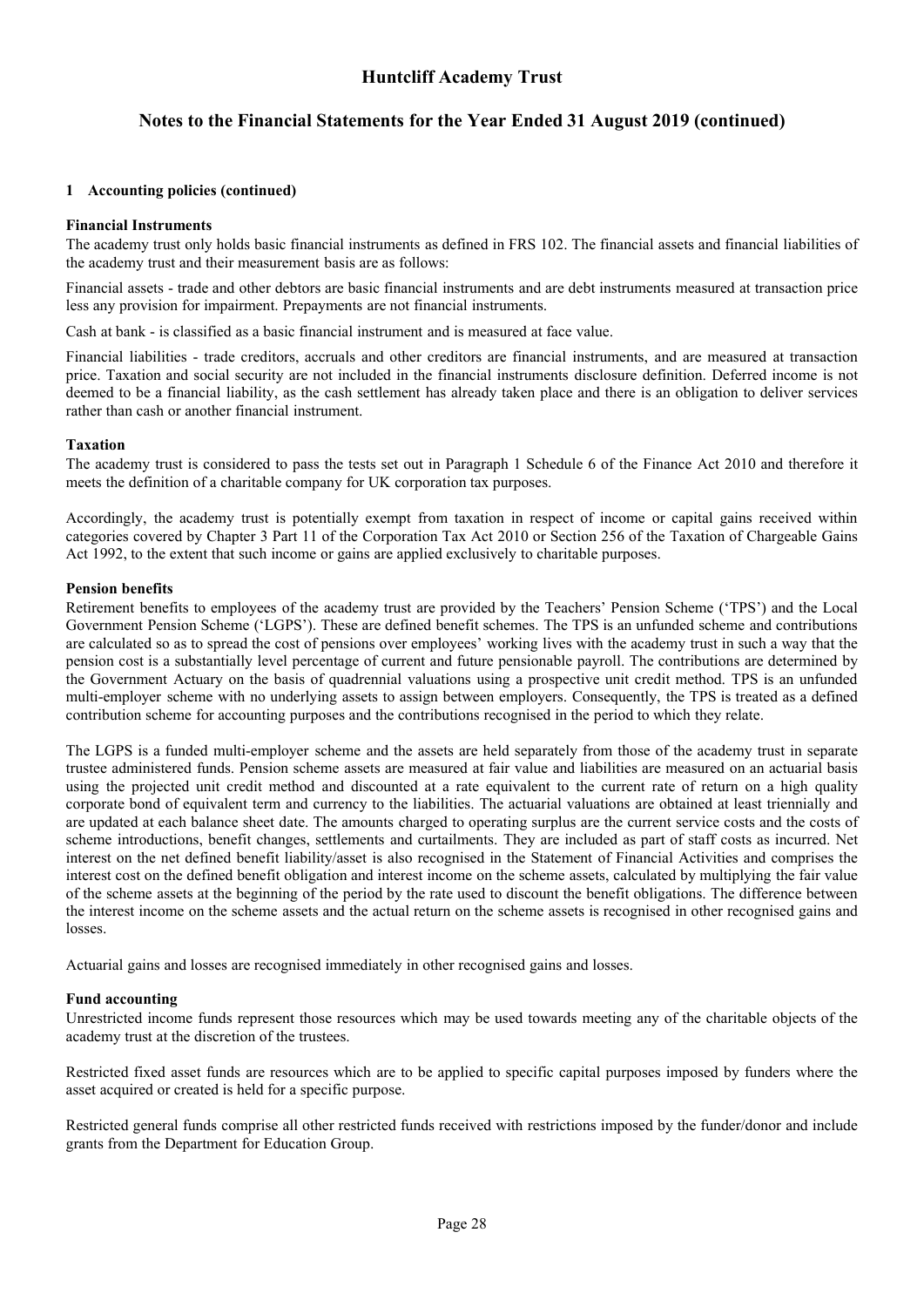## 1 Accounting policies (continued)

**Financial Instruments**

The academy trust only holds basic financial instruments as defined in FRS 102. The financial assets and financial liabilities of the academy trust and their measurement basis are as follows:

Financial assets - trade and other debtors are basic financial instruments and are debt instruments measured at transaction price less any provision for impairment. Prepayments are not financial instruments.

Cash at bank - is classified as a basic financial instrument and is measured at face value.

Financial liabilities - trade creditors, accruals and other creditors are financial instruments, and are measured at transaction price. Taxation and social security are not included in the financial instruments disclosure definition. Deferred income is not deemed to be a financial liability, as the cash settlement has already taken place and there is an obligation to deliver services rather than cash or another financial instrument.

**Taxation**

The academy trust is considered to pass the tests set out in Paragraph 1 Schedule 6 of the Finance Act 2010 and therefore it meets the definition of a charitable company for UK corporation tax purposes.

Accordingly, the academy trust is potentially exempt from taxation in respect of income or capital gains received within categories covered by Chapter 3 Part 11 of the Corporation Tax Act 2010 or Section 256 of the Taxation of Chargeable Gains Act 1992, to the extent that such income or gains are applied exclusively to charitable purposes.

**Pension benefits**

Retirement benefits to employees of the academy trust are provided by the Teachers' Pension Scheme ('TPS') and the Local Government Pension Scheme ('LGPS'). These are defined benefit schemes. The TPS is an unfunded scheme and contributions are calculated so as to spread the cost of pensions over employees' working lives with the academy trust in such a way that the pension cost is a substantially level percentage of current and future pensionable payroll. The contributions are determined by the Government Actuary on the basis of quadrennial valuations using a prospective unit credit method. TPS is an unfunded multi-employer scheme with no underlying assets to assign between employers. Consequently, the TPS is treated as a defined contribution scheme for accounting purposes and the contributions recognised in the period to which they relate.

The LGPS is a funded multi-employer scheme and the assets are held separately from those of the academy trust in separate trustee administered funds. Pension scheme assets are measured at fair value and liabilities are measured on an actuarial basis using the projected unit credit method and discounted at a rate equivalent to the current rate of return on a high quality corporate bond of equivalent term and currency to the liabilities. The actuarial valuations are obtained at least triennially and are updated at each balance sheet date. The amounts charged to operating surplus are the current service costs and the costs of scheme introductions, benefit changes, settlements and curtailments. They are included as part of staff costs as incurred. Net interest on the net defined benefit liability/asset is also recognised in the Statement of Financial Activities and comprises the interest cost on the defined benefit obligation and interest income on the scheme assets, calculated by multiplying the fair value of the scheme assets at the beginning of the period by the rate used to discount the benefit obligations. The difference between the interest income on the scheme assets and the actual return on the scheme assets is recognised in other recognised gains and losses.

Actuarial gains and losses are recognised immediately in other recognised gains and losses.

**Fund accounting**

Unrestricted income funds represent those resources which may be used towards meeting any of the charitable objects of the academy trust at the discretion of the trustees.

Restricted fixed asset funds are resources which are to be applied to specific capital purposes imposed by funders where the asset acquired or created is held for a specific purpose.

Restricted general funds comprise all other restricted funds received with restrictions imposed by the funder/donor and include grants from the Department for Education Group.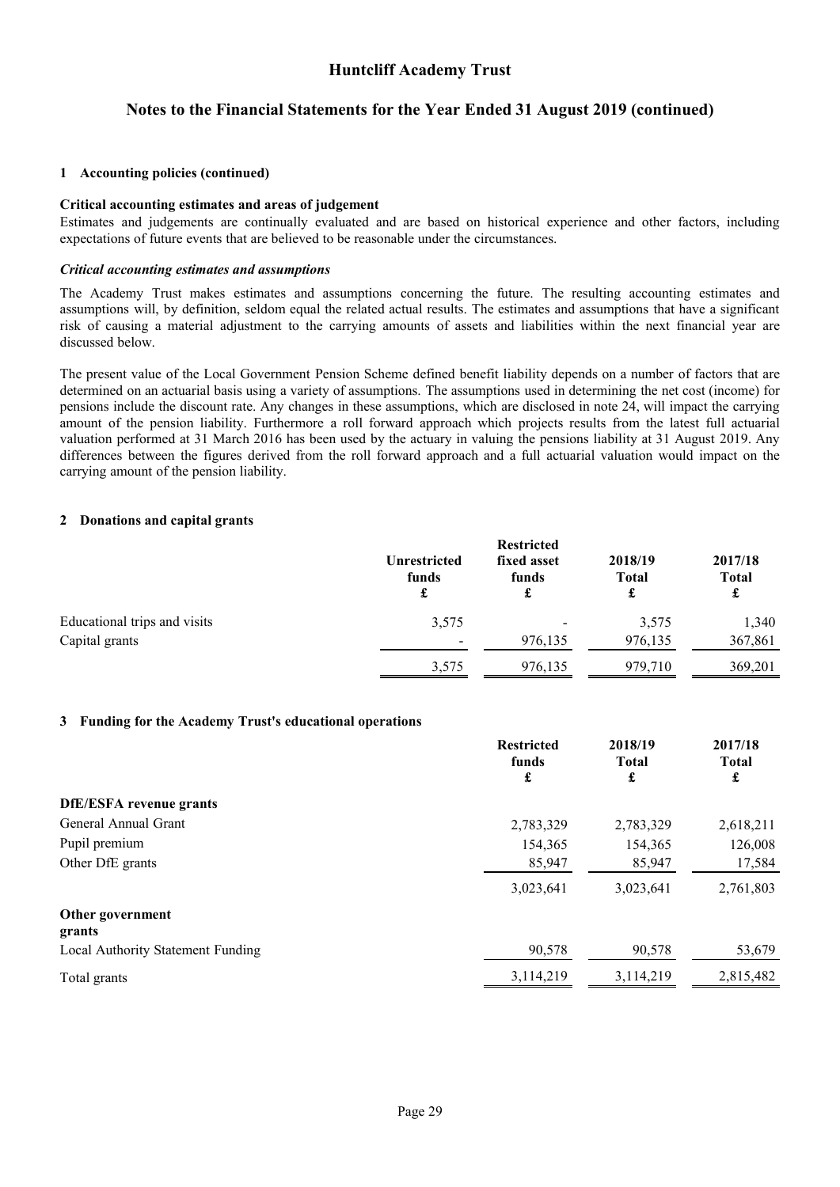## 1 Accounting policies (continued)

**Critical accounting estimates and areas of judgement**

Estimates and judgements are continually evaluated and are based on historical experience and other factors, including expectations of future events that are believed to be reasonable under the circumstances.

***Critical accounting estimates and assumptions***

The Academy Trust makes estimates and assumptions concerning the future. The resulting accounting estimates and assumptions will, by definition, seldom equal the related actual results. The estimates and assumptions that have a significant risk of causing a material adjustment to the carrying amounts of assets and liabilities within the next financial year are discussed below.

The present value of the Local Government Pension Scheme defined benefit liability depends on a number of factors that are determined on an actuarial basis using a variety of assumptions. The assumptions used in determining the net cost (income) for pensions include the discount rate. Any changes in these assumptions, which are disclosed in note 24, will impact the carrying amount of the pension liability. Furthermore a roll forward approach which projects results from the latest full actuarial valuation performed at 31 March 2016 has been used by the actuary in valuing the pensions liability at 31 August 2019. Any differences between the figures derived from the roll forward approach and a full actuarial valuation would impact on the carrying amount of the pension liability.

## 2 Donations and capital grants

| | Unrestricted funds £ | Restricted fixed asset funds £ | 2018/19 Total £ | 2017/18 Total £ |
|---|---|---|---|---|
| Educational trips and visits | 3,575 | - | 3,575 | 1,340 |
| Capital grants | - | 976,135 | 976,135 | 367,861 |
| | 3,575 | 976,135 | 979,710 | 369,201 |

## 3 Funding for the Academy Trust's educational operations

| | Restricted funds £ | 2018/19 Total £ | 2017/18 Total £ |
|---|---|---|---|
| **DfE/ESFA revenue grants** | | | |
| General Annual Grant | 2,783,329 | 2,783,329 | 2,618,211 |
| Pupil premium | 154,365 | 154,365 | 126,008 |
| Other DfE grants | 85,947 | 85,947 | 17,584 |
| | 3,023,641 | 3,023,641 | 2,761,803 |
| **Other government grants** | | | |
| Local Authority Statement Funding | 90,578 | 90,578 | 53,679 |
| Total grants | 3,114,219 | 3,114,219 | 2,815,482 |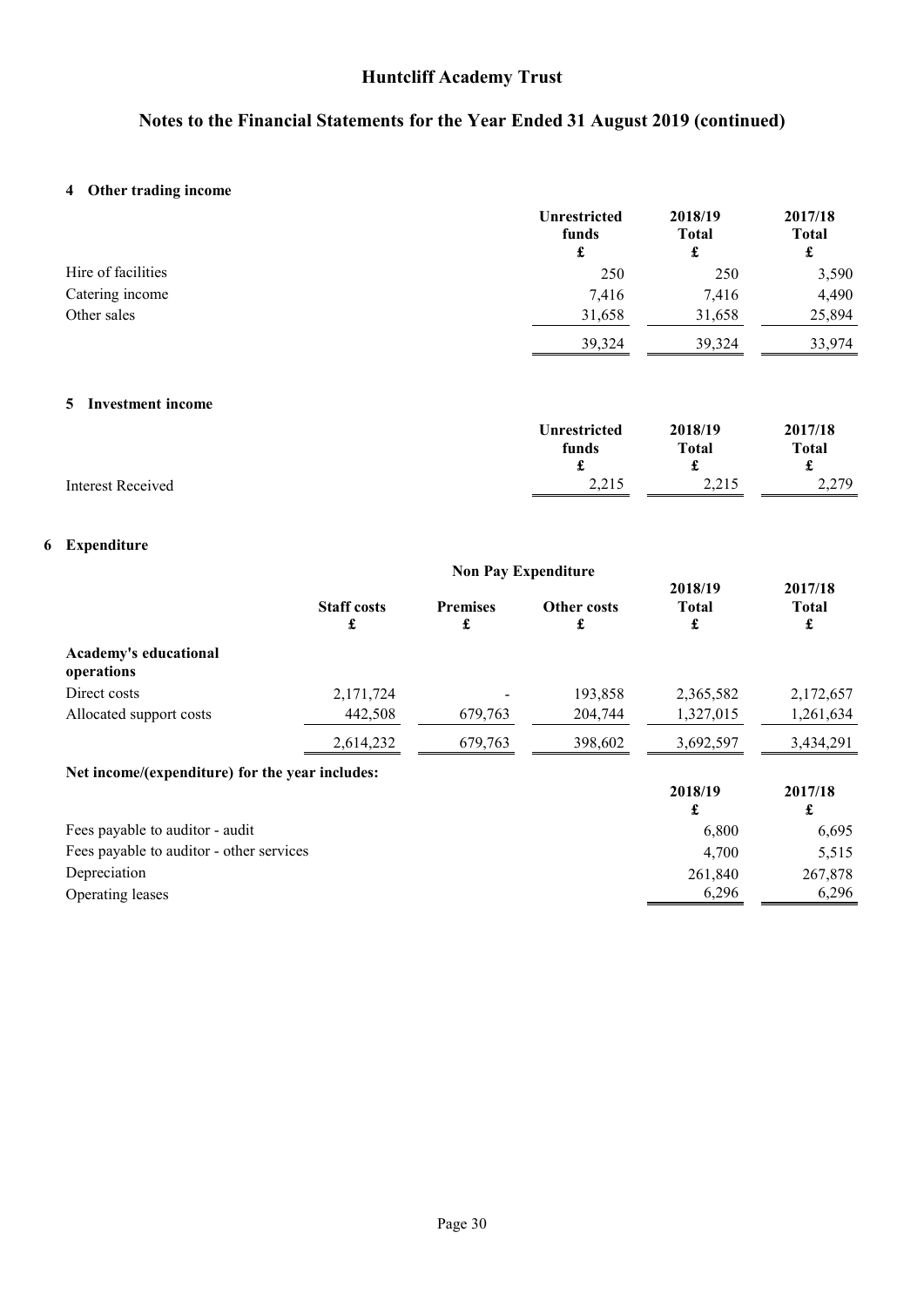## 4 Other trading income

| | Unrestricted funds £ | 2018/19 Total £ | 2017/18 Total £ |
|---|---|---|---|
| Hire of facilities | 250 | 250 | 3,590 |
| Catering income | 7,416 | 7,416 | 4,490 |
| Other sales | 31,658 | 31,658 | 25,894 |
| | 39,324 | 39,324 | 33,974 |

## 5 Investment income

| | Unrestricted funds £ | 2018/19 Total £ | 2017/18 Total £ |
|---|---|---|---|
| Interest Received | 2,215 | 2,215 | 2,279 |

## 6 Expenditure

| | | Non Pay Expenditure | | | |
|---|---|---|---|---|---|
| | Staff costs £ | Premises £ | Other costs £ | 2018/19 Total £ | 2017/18 Total £ |
| **Academy's educational operations** | | | | | |
| Direct costs | 2,171,724 | - | 193,858 | 2,365,582 | 2,172,657 |
| Allocated support costs | 442,508 | 679,763 | 204,744 | 1,327,015 | 1,261,634 |
| | 2,614,232 | 679,763 | 398,602 | 3,692,597 | 3,434,291 |

**Net income/(expenditure) for the year includes:**

| | 2018/19 £ | 2017/18 £ |
|---|---|---|
| Fees payable to auditor - audit | 6,800 | 6,695 |
| Fees payable to auditor - other services | 4,700 | 5,515 |
| Depreciation | 261,840 | 267,878 |
| Operating leases | 6,296 | 6,296 |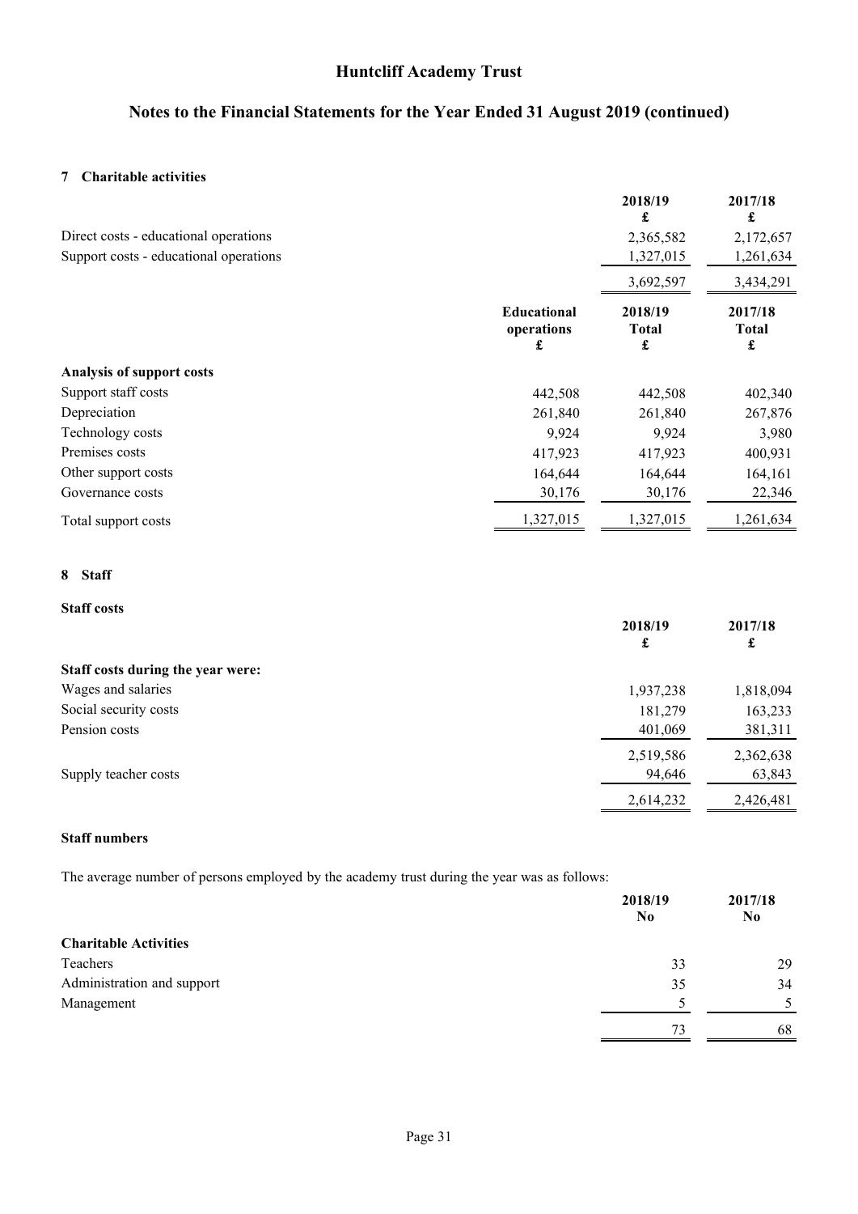# Huntcliff Academy Trust

## Notes to the Financial Statements for the Year Ended 31 August 2019 (continued)

### 7 Charitable activities

| | 2018/19<br>£ | 2017/18<br>£ |
|---|---|---|
| Direct costs - educational operations | 2,365,582 | 2,172,657 |
| Support costs - educational operations | 1,327,015 | 1,261,634 |
| | 3,692,597 | 3,434,291 |

| | Educational operations<br>£ | 2018/19 Total<br>£ | 2017/18 Total<br>£ |
|---|---|---|---|
| **Analysis of support costs** | | | |
| Support staff costs | 442,508 | 442,508 | 402,340 |
| Depreciation | 261,840 | 261,840 | 267,876 |
| Technology costs | 9,924 | 9,924 | 3,980 |
| Premises costs | 417,923 | 417,923 | 400,931 |
| Other support costs | 164,644 | 164,644 | 164,161 |
| Governance costs | 30,176 | 30,176 | 22,346 |
| Total support costs | 1,327,015 | 1,327,015 | 1,261,634 |

### 8 Staff

**Staff costs**

| | 2018/19<br>£ | 2017/18<br>£ |
|---|---|---|
| **Staff costs during the year were:** | | |
| Wages and salaries | 1,937,238 | 1,818,094 |
| Social security costs | 181,279 | 163,233 |
| Pension costs | 401,069 | 381,311 |
| | 2,519,586 | 2,362,638 |
| Supply teacher costs | 94,646 | 63,843 |
| | 2,614,232 | 2,426,481 |

**Staff numbers**

The average number of persons employed by the academy trust during the year was as follows:

| | 2018/19<br>No | 2017/18<br>No |
|---|---|---|
| **Charitable Activities** | | |
| Teachers | 33 | 29 |
| Administration and support | 35 | 34 |
| Management | 5 | 5 |
| | 73 | 68 |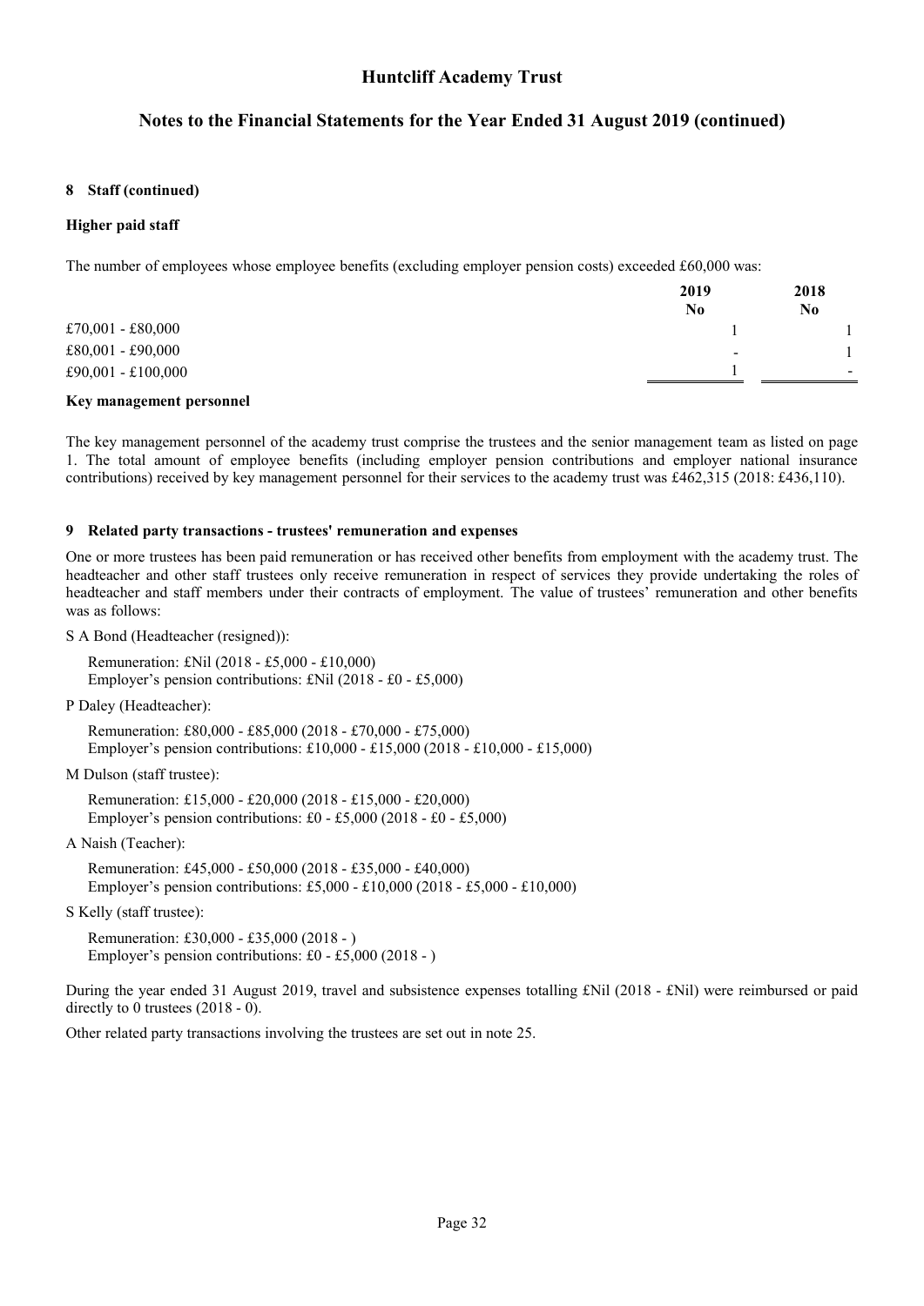**8 Staff (continued)**

**Higher paid staff**

The number of employees whose employee benefits (excluding employer pension costs) exceeded £60,000 was:

| | 2019 No | 2018 No |
|---|---|---|
| £70,001 - £80,000 | 1 | 1 |
| £80,001 - £90,000 | - | 1 |
| £90,001 - £100,000 | 1 | - |

**Key management personnel**

The key management personnel of the academy trust comprise the trustees and the senior management team as listed on page 1. The total amount of employee benefits (including employer pension contributions and employer national insurance contributions) received by key management personnel for their services to the academy trust was £462,315 (2018: £436,110).

**9 Related party transactions - trustees' remuneration and expenses**

One or more trustees has been paid remuneration or has received other benefits from employment with the academy trust. The headteacher and other staff trustees only receive remuneration in respect of services they provide undertaking the roles of headteacher and staff members under their contracts of employment. The value of trustees' remuneration and other benefits was as follows:

S A Bond (Headteacher (resigned)):

Remuneration: £Nil (2018 - £5,000 - £10,000)
Employer's pension contributions: £Nil (2018 - £0 - £5,000)

P Daley (Headteacher):

Remuneration: £80,000 - £85,000 (2018 - £70,000 - £75,000)
Employer's pension contributions: £10,000 - £15,000 (2018 - £10,000 - £15,000)

M Dulson (staff trustee):

Remuneration: £15,000 - £20,000 (2018 - £15,000 - £20,000)
Employer's pension contributions: £0 - £5,000 (2018 - £0 - £5,000)

A Naish (Teacher):

Remuneration: £45,000 - £50,000 (2018 - £35,000 - £40,000)
Employer's pension contributions: £5,000 - £10,000 (2018 - £5,000 - £10,000)

S Kelly (staff trustee):

Remuneration: £30,000 - £35,000 (2018 - )
Employer's pension contributions: £0 - £5,000 (2018 - )

During the year ended 31 August 2019, travel and subsistence expenses totalling £Nil (2018 - £Nil) were reimbursed or paid directly to 0 trustees (2018 - 0).

Other related party transactions involving the trustees are set out in note 25.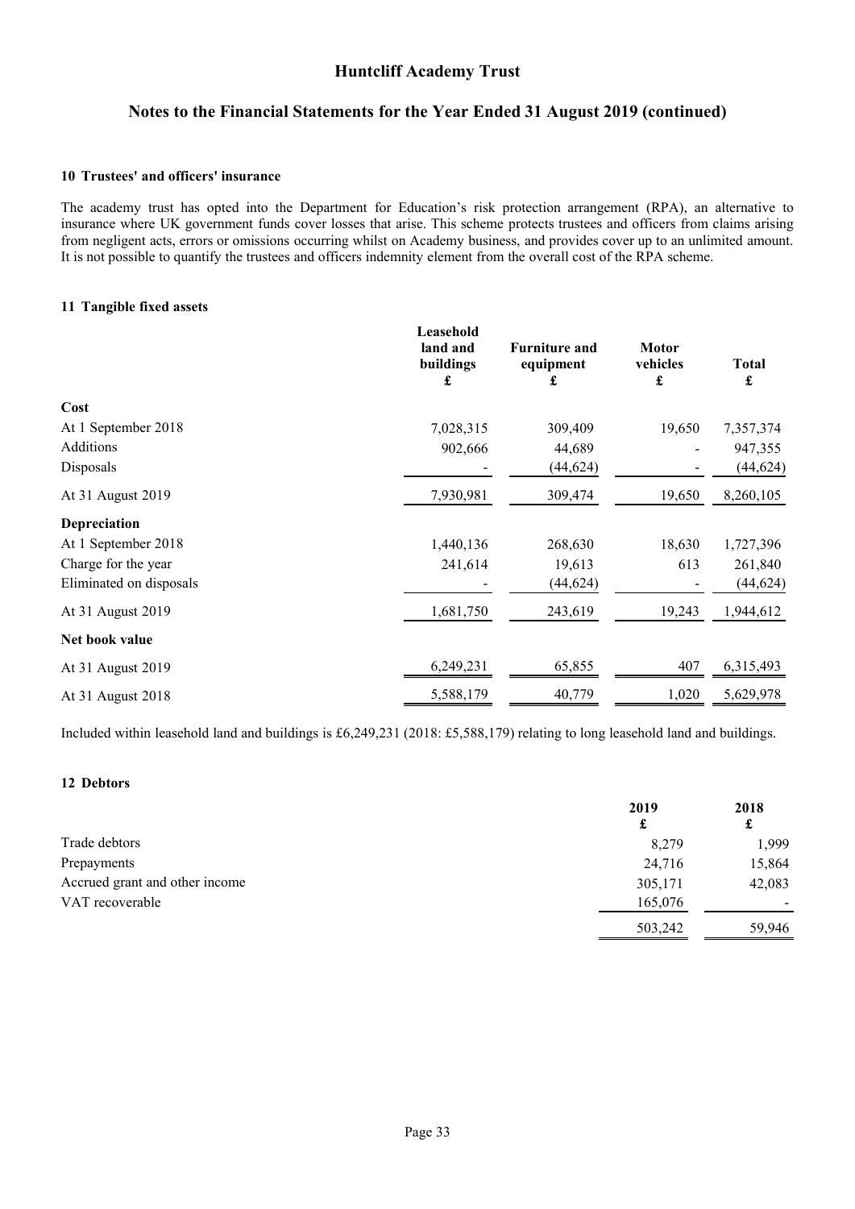## 10 Trustees' and officers' insurance

The academy trust has opted into the Department for Education's risk protection arrangement (RPA), an alternative to insurance where UK government funds cover losses that arise. This scheme protects trustees and officers from claims arising from negligent acts, errors or omissions occurring whilst on Academy business, and provides cover up to an unlimited amount. It is not possible to quantify the trustees and officers indemnity element from the overall cost of the RPA scheme.

## 11 Tangible fixed assets

| | Leasehold land and buildings £ | Furniture and equipment £ | Motor vehicles £ | Total £ |
|---|---|---|---|---|
| **Cost** | | | | |
| At 1 September 2018 | 7,028,315 | 309,409 | 19,650 | 7,357,374 |
| Additions | 902,666 | 44,689 | - | 947,355 |
| Disposals | - | (44,624) | - | (44,624) |
| At 31 August 2019 | 7,930,981 | 309,474 | 19,650 | 8,260,105 |
| **Depreciation** | | | | |
| At 1 September 2018 | 1,440,136 | 268,630 | 18,630 | 1,727,396 |
| Charge for the year | 241,614 | 19,613 | 613 | 261,840 |
| Eliminated on disposals | - | (44,624) | - | (44,624) |
| At 31 August 2019 | 1,681,750 | 243,619 | 19,243 | 1,944,612 |
| **Net book value** | | | | |
| At 31 August 2019 | 6,249,231 | 65,855 | 407 | 6,315,493 |
| At 31 August 2018 | 5,588,179 | 40,779 | 1,020 | 5,629,978 |

Included within leasehold land and buildings is £6,249,231 (2018: £5,588,179) relating to long leasehold land and buildings.

## 12 Debtors

| | 2019 £ | 2018 £ |
|---|---|---|
| Trade debtors | 8,279 | 1,999 |
| Prepayments | 24,716 | 15,864 |
| Accrued grant and other income | 305,171 | 42,083 |
| VAT recoverable | 165,076 | - |
| | 503,242 | 59,946 |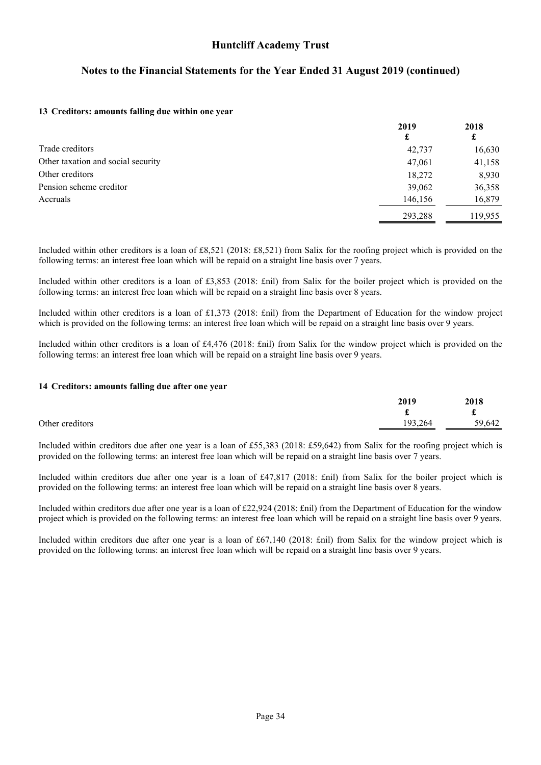### 13 Creditors: amounts falling due within one year

| | 2019 £ | 2018 £ |
|---|---|---|
| Trade creditors | 42,737 | 16,630 |
| Other taxation and social security | 47,061 | 41,158 |
| Other creditors | 18,272 | 8,930 |
| Pension scheme creditor | 39,062 | 36,358 |
| Accruals | 146,156 | 16,879 |
| | 293,288 | 119,955 |

Included within other creditors is a loan of £8,521 (2018: £8,521) from Salix for the roofing project which is provided on the following terms: an interest free loan which will be repaid on a straight line basis over 7 years.

Included within other creditors is a loan of £3,853 (2018: £nil) from Salix for the boiler project which is provided on the following terms: an interest free loan which will be repaid on a straight line basis over 8 years.

Included within other creditors is a loan of £1,373 (2018: £nil) from the Department of Education for the window project which is provided on the following terms: an interest free loan which will be repaid on a straight line basis over 9 years.

Included within other creditors is a loan of £4,476 (2018: £nil) from Salix for the window project which is provided on the following terms: an interest free loan which will be repaid on a straight line basis over 9 years.

### 14 Creditors: amounts falling due after one year

| | 2019 £ | 2018 £ |
|---|---|---|
| Other creditors | 193,264 | 59,642 |

Included within creditors due after one year is a loan of £55,383 (2018: £59,642) from Salix for the roofing project which is provided on the following terms: an interest free loan which will be repaid on a straight line basis over 7 years.

Included within creditors due after one year is a loan of £47,817 (2018: £nil) from Salix for the boiler project which is provided on the following terms: an interest free loan which will be repaid on a straight line basis over 8 years.

Included within creditors due after one year is a loan of £22,924 (2018: £nil) from the Department of Education for the window project which is provided on the following terms: an interest free loan which will be repaid on a straight line basis over 9 years.

Included within creditors due after one year is a loan of £67,140 (2018: £nil) from Salix for the window project which is provided on the following terms: an interest free loan which will be repaid on a straight line basis over 9 years.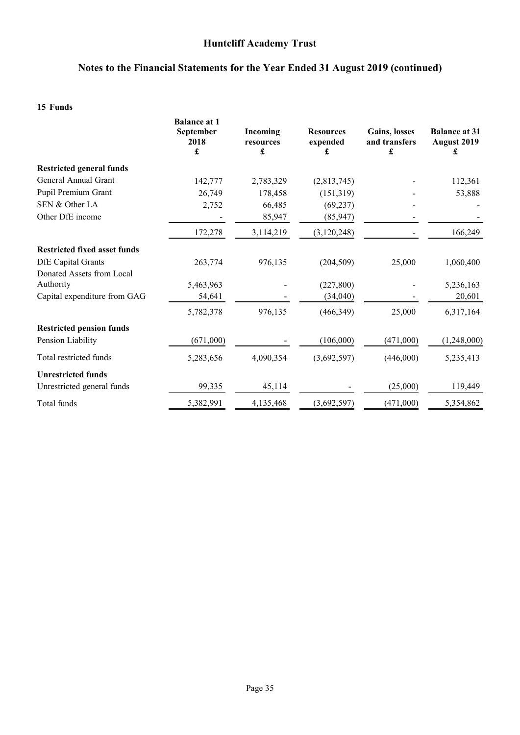## Huntcliff Academy Trust

## Notes to the Financial Statements for the Year Ended 31 August 2019 (continued)

### 15 Funds

| | Balance at 1 September 2018 £ | Incoming resources £ | Resources expended £ | Gains, losses and transfers £ | Balance at 31 August 2019 £ |
|---|---|---|---|---|---|
| **Restricted general funds** | | | | | |
| General Annual Grant | 142,777 | 2,783,329 | (2,813,745) | - | 112,361 |
| Pupil Premium Grant | 26,749 | 178,458 | (151,319) | - | 53,888 |
| SEN & Other LA | 2,752 | 66,485 | (69,237) | - | - |
| Other DfE income | - | 85,947 | (85,947) | - | - |
| | 172,278 | 3,114,219 | (3,120,248) | - | 166,249 |
| **Restricted fixed asset funds** | | | | | |
| DfE Capital Grants | 263,774 | 976,135 | (204,509) | 25,000 | 1,060,400 |
| Donated Assets from Local Authority | 5,463,963 | - | (227,800) | - | 5,236,163 |
| Capital expenditure from GAG | 54,641 | - | (34,040) | - | 20,601 |
| | 5,782,378 | 976,135 | (466,349) | 25,000 | 6,317,164 |
| **Restricted pension funds** | | | | | |
| Pension Liability | (671,000) | - | (106,000) | (471,000) | (1,248,000) |
| Total restricted funds | 5,283,656 | 4,090,354 | (3,692,597) | (446,000) | 5,235,413 |
| **Unrestricted funds** | | | | | |
| Unrestricted general funds | 99,335 | 45,114 | - | (25,000) | 119,449 |
| Total funds | 5,382,991 | 4,135,468 | (3,692,597) | (471,000) | 5,354,862 |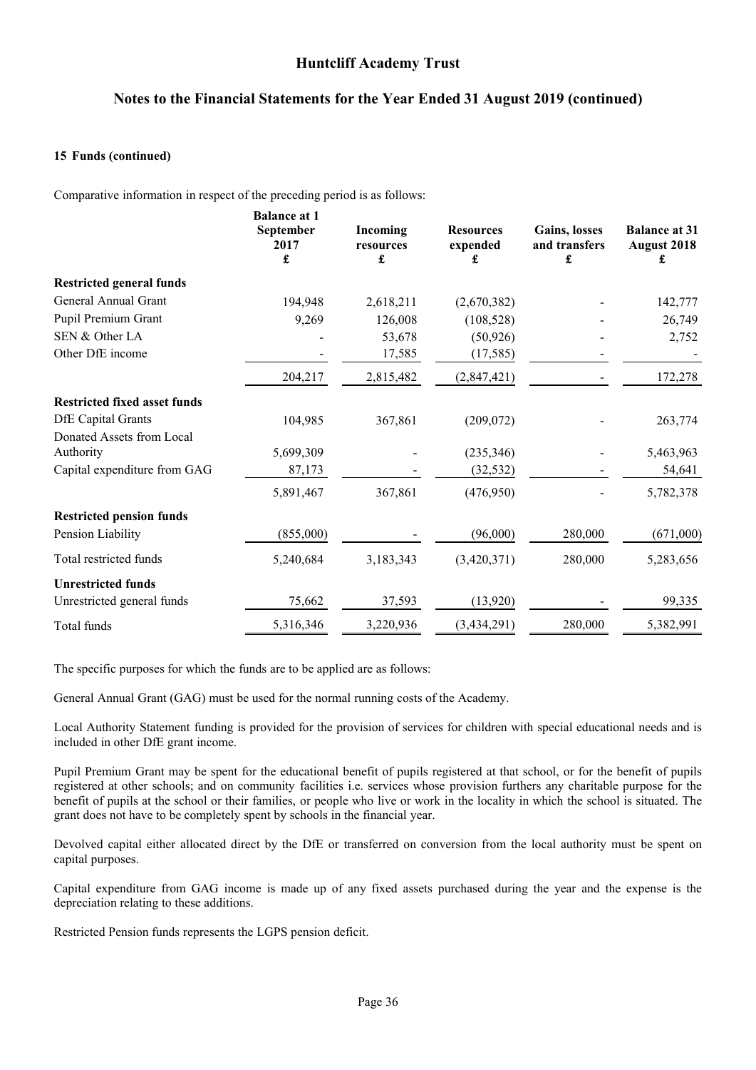**15 Funds (continued)**

Comparative information in respect of the preceding period is as follows:

| | Balance at 1 September 2017 £ | Incoming resources £ | Resources expended £ | Gains, losses and transfers £ | Balance at 31 August 2018 £ |
|---|---|---|---|---|---|
| **Restricted general funds** | | | | | |
| General Annual Grant | 194,948 | 2,618,211 | (2,670,382) | - | 142,777 |
| Pupil Premium Grant | 9,269 | 126,008 | (108,528) | - | 26,749 |
| SEN & Other LA | - | 53,678 | (50,926) | - | 2,752 |
| Other DfE income | - | 17,585 | (17,585) | - | - |
| | 204,217 | 2,815,482 | (2,847,421) | - | 172,278 |
| **Restricted fixed asset funds** | | | | | |
| DfE Capital Grants | 104,985 | 367,861 | (209,072) | - | 263,774 |
| Donated Assets from Local Authority | 5,699,309 | - | (235,346) | - | 5,463,963 |
| Capital expenditure from GAG | 87,173 | - | (32,532) | - | 54,641 |
| | 5,891,467 | 367,861 | (476,950) | - | 5,782,378 |
| **Restricted pension funds** | | | | | |
| Pension Liability | (855,000) | - | (96,000) | 280,000 | (671,000) |
| Total restricted funds | 5,240,684 | 3,183,343 | (3,420,371) | 280,000 | 5,283,656 |
| **Unrestricted funds** | | | | | |
| Unrestricted general funds | 75,662 | 37,593 | (13,920) | - | 99,335 |
| Total funds | 5,316,346 | 3,220,936 | (3,434,291) | 280,000 | 5,382,991 |

The specific purposes for which the funds are to be applied are as follows:

General Annual Grant (GAG) must be used for the normal running costs of the Academy.

Local Authority Statement funding is provided for the provision of services for children with special educational needs and is included in other DfE grant income.

Pupil Premium Grant may be spent for the educational benefit of pupils registered at that school, or for the benefit of pupils registered at other schools; and on community facilities i.e. services whose provision furthers any charitable purpose for the benefit of pupils at the school or their families, or people who live or work in the locality in which the school is situated. The grant does not have to be completely spent by schools in the financial year.

Devolved capital either allocated direct by the DfE or transferred on conversion from the local authority must be spent on capital purposes.

Capital expenditure from GAG income is made up of any fixed assets purchased during the year and the expense is the depreciation relating to these additions.

Restricted Pension funds represents the LGPS pension deficit.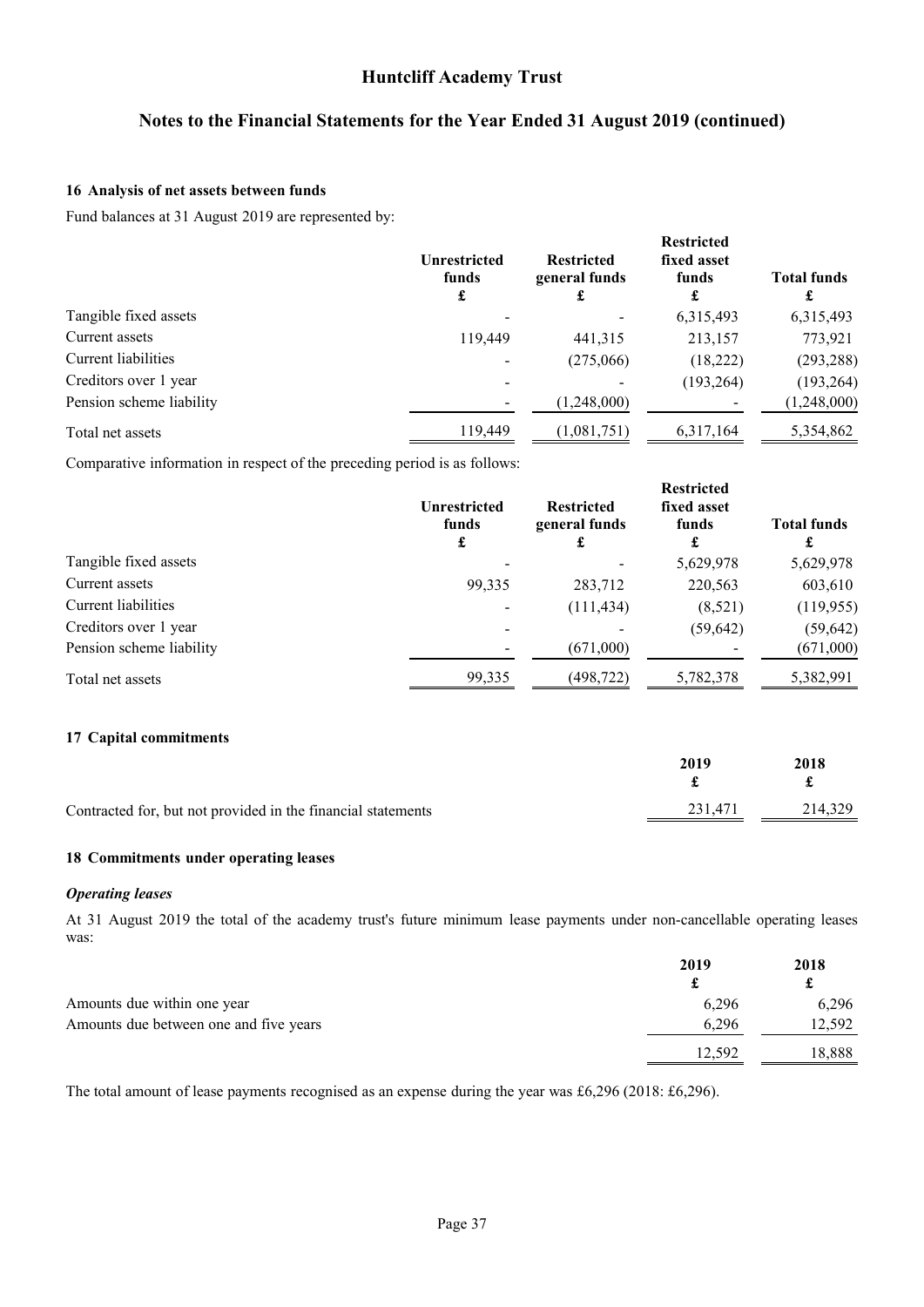## 16 Analysis of net assets between funds

Fund balances at 31 August 2019 are represented by:

| | Unrestricted funds £ | Restricted general funds £ | Restricted fixed asset funds £ | Total funds £ |
|---|---|---|---|---|
| Tangible fixed assets | - | - | 6,315,493 | 6,315,493 |
| Current assets | 119,449 | 441,315 | 213,157 | 773,921 |
| Current liabilities | - | (275,066) | (18,222) | (293,288) |
| Creditors over 1 year | - | - | (193,264) | (193,264) |
| Pension scheme liability | - | (1,248,000) | - | (1,248,000) |
| Total net assets | 119,449 | (1,081,751) | 6,317,164 | 5,354,862 |

Comparative information in respect of the preceding period is as follows:

| | Unrestricted funds £ | Restricted general funds £ | Restricted fixed asset funds £ | Total funds £ |
|---|---|---|---|---|
| Tangible fixed assets | - | - | 5,629,978 | 5,629,978 |
| Current assets | 99,335 | 283,712 | 220,563 | 603,610 |
| Current liabilities | - | (111,434) | (8,521) | (119,955) |
| Creditors over 1 year | - | - | (59,642) | (59,642) |
| Pension scheme liability | - | (671,000) | - | (671,000) |
| Total net assets | 99,335 | (498,722) | 5,782,378 | 5,382,991 |

## 17 Capital commitments

| | 2019 £ | 2018 £ |
|---|---|---|
| Contracted for, but not provided in the financial statements | 231,471 | 214,329 |

## 18 Commitments under operating leases

### *Operating leases*

At 31 August 2019 the total of the academy trust's future minimum lease payments under non-cancellable operating leases was:

| | 2019 £ | 2018 £ |
|---|---|---|
| Amounts due within one year | 6,296 | 6,296 |
| Amounts due between one and five years | 6,296 | 12,592 |
| | 12,592 | 18,888 |

The total amount of lease payments recognised as an expense during the year was £6,296 (2018: £6,296).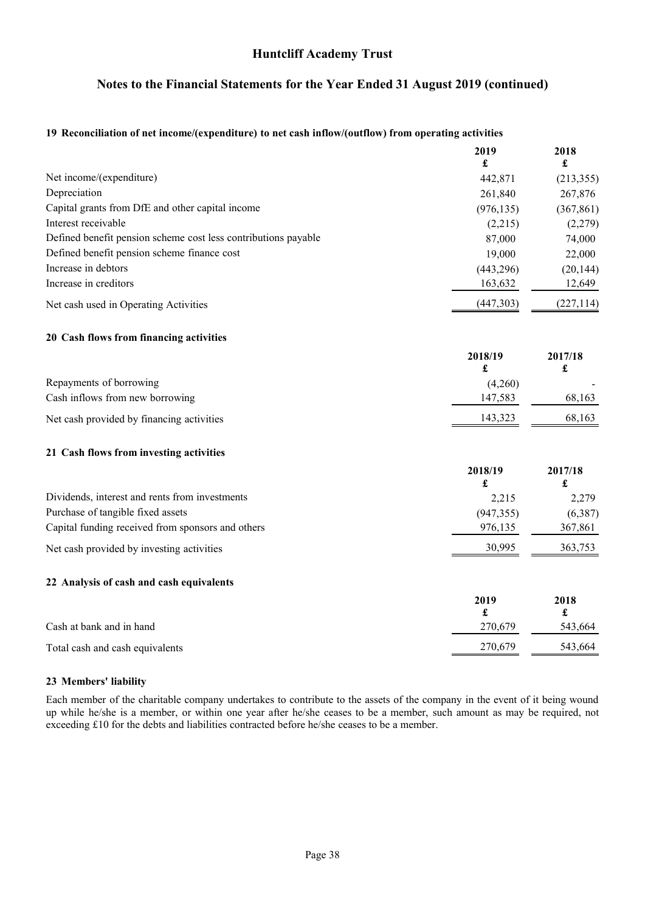# Huntcliff Academy Trust

## Notes to the Financial Statements for the Year Ended 31 August 2019 (continued)

### 19 Reconciliation of net income/(expenditure) to net cash inflow/(outflow) from operating activities

| | 2019<br>£ | 2018<br>£ |
|---|---|---|
| Net income/(expenditure) | 442,871 | (213,355) |
| Depreciation | 261,840 | 267,876 |
| Capital grants from DfE and other capital income | (976,135) | (367,861) |
| Interest receivable | (2,215) | (2,279) |
| Defined benefit pension scheme cost less contributions payable | 87,000 | 74,000 |
| Defined benefit pension scheme finance cost | 19,000 | 22,000 |
| Increase in debtors | (443,296) | (20,144) |
| Increase in creditors | 163,632 | 12,649 |
| Net cash used in Operating Activities | (447,303) | (227,114) |

### 20 Cash flows from financing activities

| | 2018/19<br>£ | 2017/18<br>£ |
|---|---|---|
| Repayments of borrowing | (4,260) | - |
| Cash inflows from new borrowing | 147,583 | 68,163 |
| Net cash provided by financing activities | 143,323 | 68,163 |

### 21 Cash flows from investing activities

| | 2018/19<br>£ | 2017/18<br>£ |
|---|---|---|
| Dividends, interest and rents from investments | 2,215 | 2,279 |
| Purchase of tangible fixed assets | (947,355) | (6,387) |
| Capital funding received from sponsors and others | 976,135 | 367,861 |
| Net cash provided by investing activities | 30,995 | 363,753 |

### 22 Analysis of cash and cash equivalents

| | 2019<br>£ | 2018<br>£ |
|---|---|---|
| Cash at bank and in hand | 270,679 | 543,664 |
| Total cash and cash equivalents | 270,679 | 543,664 |

### 23 Members' liability

Each member of the charitable company undertakes to contribute to the assets of the company in the event of it being wound up while he/she is a member, or within one year after he/she ceases to be a member, such amount as may be required, not exceeding £10 for the debts and liabilities contracted before he/she ceases to be a member.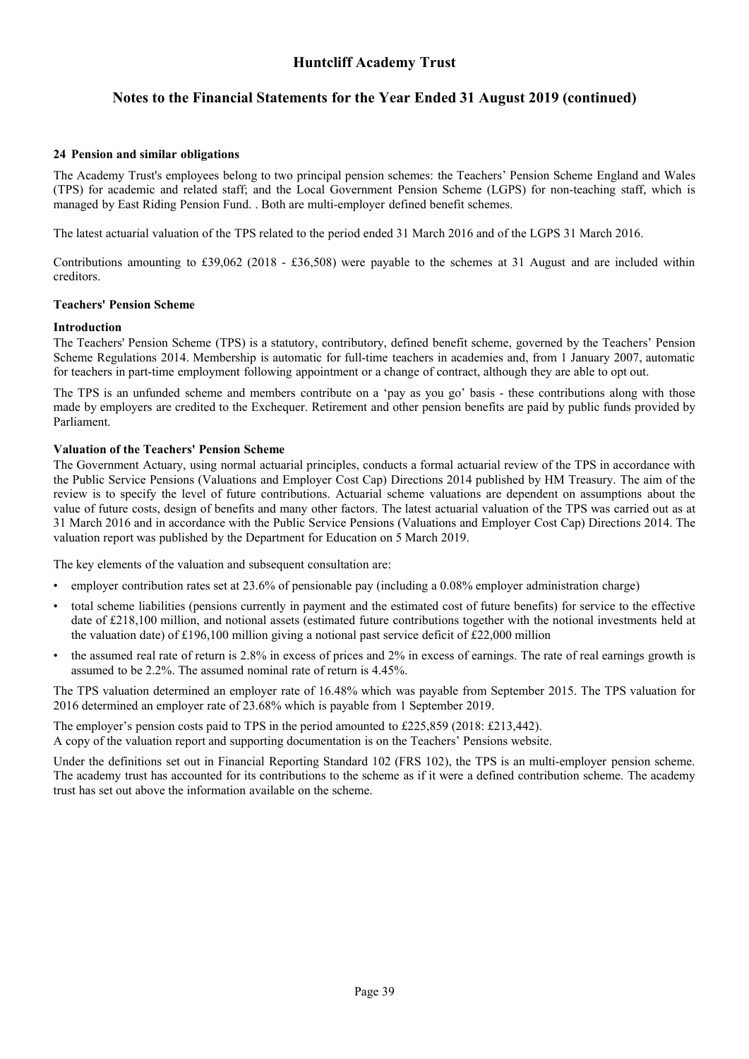## 24 Pension and similar obligations

The Academy Trust's employees belong to two principal pension schemes: the Teachers' Pension Scheme England and Wales (TPS) for academic and related staff; and the Local Government Pension Scheme (LGPS) for non-teaching staff, which is managed by East Riding Pension Fund. . Both are multi-employer defined benefit schemes.

The latest actuarial valuation of the TPS related to the period ended 31 March 2016 and of the LGPS 31 March 2016.

Contributions amounting to £39,062 (2018 - £36,508) were payable to the schemes at 31 August and are included within creditors.

### Teachers' Pension Scheme

**Introduction**

The Teachers' Pension Scheme (TPS) is a statutory, contributory, defined benefit scheme, governed by the Teachers' Pension Scheme Regulations 2014. Membership is automatic for full-time teachers in academies and, from 1 January 2007, automatic for teachers in part-time employment following appointment or a change of contract, although they are able to opt out.

The TPS is an unfunded scheme and members contribute on a 'pay as you go' basis - these contributions along with those made by employers are credited to the Exchequer. Retirement and other pension benefits are paid by public funds provided by Parliament.

**Valuation of the Teachers' Pension Scheme**

The Government Actuary, using normal actuarial principles, conducts a formal actuarial review of the TPS in accordance with the Public Service Pensions (Valuations and Employer Cost Cap) Directions 2014 published by HM Treasury. The aim of the review is to specify the level of future contributions. Actuarial scheme valuations are dependent on assumptions about the value of future costs, design of benefits and many other factors. The latest actuarial valuation of the TPS was carried out as at 31 March 2016 and in accordance with the Public Service Pensions (Valuations and Employer Cost Cap) Directions 2014. The valuation report was published by the Department for Education on 5 March 2019.

The key elements of the valuation and subsequent consultation are:

- employer contribution rates set at 23.6% of pensionable pay (including a 0.08% employer administration charge)
- total scheme liabilities (pensions currently in payment and the estimated cost of future benefits) for service to the effective date of £218,100 million, and notional assets (estimated future contributions together with the notional investments held at the valuation date) of £196,100 million giving a notional past service deficit of £22,000 million
- the assumed real rate of return is 2.8% in excess of prices and 2% in excess of earnings. The rate of real earnings growth is assumed to be 2.2%. The assumed nominal rate of return is 4.45%.

The TPS valuation determined an employer rate of 16.48% which was payable from September 2015. The TPS valuation for 2016 determined an employer rate of 23.68% which is payable from 1 September 2019.

The employer's pension costs paid to TPS in the period amounted to £225,859 (2018: £213,442).
A copy of the valuation report and supporting documentation is on the Teachers' Pensions website.

Under the definitions set out in Financial Reporting Standard 102 (FRS 102), the TPS is an multi-employer pension scheme. The academy trust has accounted for its contributions to the scheme as if it were a defined contribution scheme. The academy trust has set out above the information available on the scheme.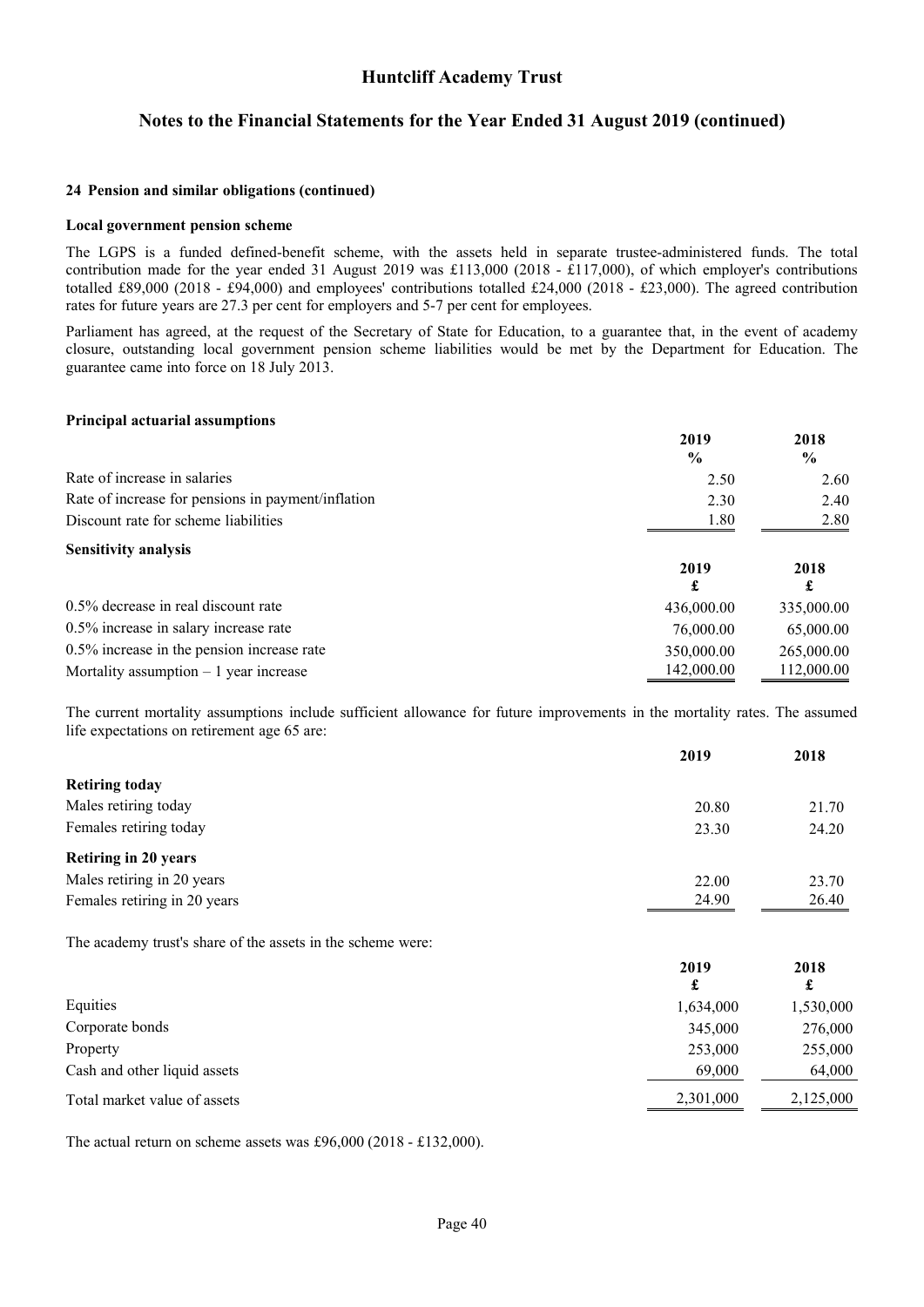## 24 Pension and similar obligations (continued)

### Local government pension scheme

The LGPS is a funded defined-benefit scheme, with the assets held in separate trustee-administered funds. The total contribution made for the year ended 31 August 2019 was £113,000 (2018 - £117,000), of which employer's contributions totalled £89,000 (2018 - £94,000) and employees' contributions totalled £24,000 (2018 - £23,000). The agreed contribution rates for future years are 27.3 per cent for employers and 5-7 per cent for employees.

Parliament has agreed, at the request of the Secretary of State for Education, to a guarantee that, in the event of academy closure, outstanding local government pension scheme liabilities would be met by the Department for Education. The guarantee came into force on 18 July 2013.

### Principal actuarial assumptions

| | 2019 % | 2018 % |
|---|---|---|
| Rate of increase in salaries | 2.50 | 2.60 |
| Rate of increase for pensions in payment/inflation | 2.30 | 2.40 |
| Discount rate for scheme liabilities | 1.80 | 2.80 |

### Sensitivity analysis

| | 2019 £ | 2018 £ |
|---|---|---|
| 0.5% decrease in real discount rate | 436,000.00 | 335,000.00 |
| 0.5% increase in salary increase rate | 76,000.00 | 65,000.00 |
| 0.5% increase in the pension increase rate | 350,000.00 | 265,000.00 |
| Mortality assumption – 1 year increase | 142,000.00 | 112,000.00 |

The current mortality assumptions include sufficient allowance for future improvements in the mortality rates. The assumed life expectations on retirement age 65 are:

| | 2019 | 2018 |
|---|---|---|
| **Retiring today** | | |
| Males retiring today | 20.80 | 21.70 |
| Females retiring today | 23.30 | 24.20 |
| **Retiring in 20 years** | | |
| Males retiring in 20 years | 22.00 | 23.70 |
| Females retiring in 20 years | 24.90 | 26.40 |

The academy trust's share of the assets in the scheme were:

| | 2019 £ | 2018 £ |
|---|---|---|
| Equities | 1,634,000 | 1,530,000 |
| Corporate bonds | 345,000 | 276,000 |
| Property | 253,000 | 255,000 |
| Cash and other liquid assets | 69,000 | 64,000 |
| Total market value of assets | 2,301,000 | 2,125,000 |

The actual return on scheme assets was £96,000 (2018 - £132,000).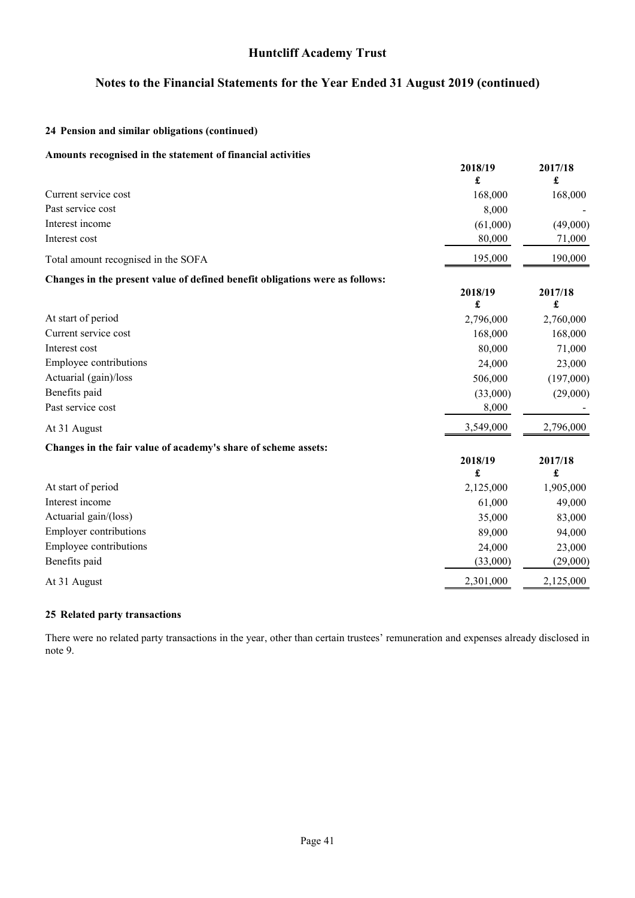# Huntcliff Academy Trust

## Notes to the Financial Statements for the Year Ended 31 August 2019 (continued)

### 24 Pension and similar obligations (continued)

**Amounts recognised in the statement of financial activities**

| | 2018/19<br>£ | 2017/18<br>£ |
|---|---|---|
| Current service cost | 168,000 | 168,000 |
| Past service cost | 8,000 | - |
| Interest income | (61,000) | (49,000) |
| Interest cost | 80,000 | 71,000 |
| Total amount recognised in the SOFA | 195,000 | 190,000 |

**Changes in the present value of defined benefit obligations were as follows:**

| | 2018/19<br>£ | 2017/18<br>£ |
|---|---|---|
| At start of period | 2,796,000 | 2,760,000 |
| Current service cost | 168,000 | 168,000 |
| Interest cost | 80,000 | 71,000 |
| Employee contributions | 24,000 | 23,000 |
| Actuarial (gain)/loss | 506,000 | (197,000) |
| Benefits paid | (33,000) | (29,000) |
| Past service cost | 8,000 | - |
| At 31 August | 3,549,000 | 2,796,000 |

**Changes in the fair value of academy's share of scheme assets:**

| | 2018/19<br>£ | 2017/18<br>£ |
|---|---|---|
| At start of period | 2,125,000 | 1,905,000 |
| Interest income | 61,000 | 49,000 |
| Actuarial gain/(loss) | 35,000 | 83,000 |
| Employer contributions | 89,000 | 94,000 |
| Employee contributions | 24,000 | 23,000 |
| Benefits paid | (33,000) | (29,000) |
| At 31 August | 2,301,000 | 2,125,000 |

### 25 Related party transactions

There were no related party transactions in the year, other than certain trustees' remuneration and expenses already disclosed in note 9.